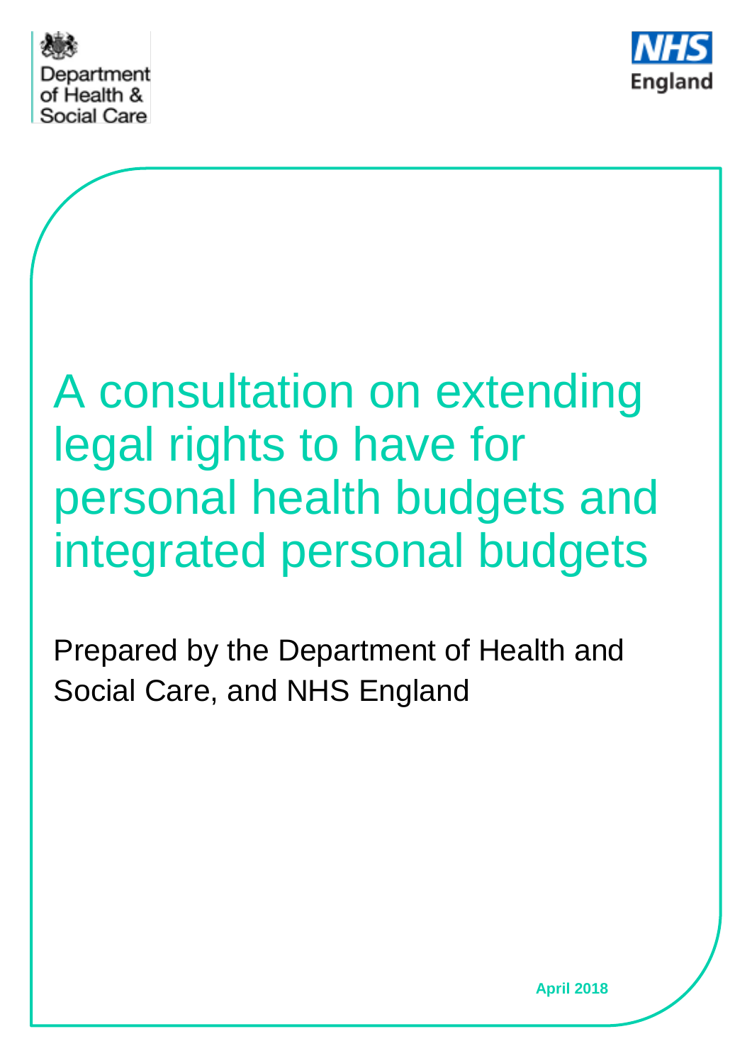Department of Health & Social Care

NHS England

# A consultation on extending legal rights to have for personal health budgets and integrated personal budgets

Prepared by the Department of Health and Social Care, and NHS England

**April 2018**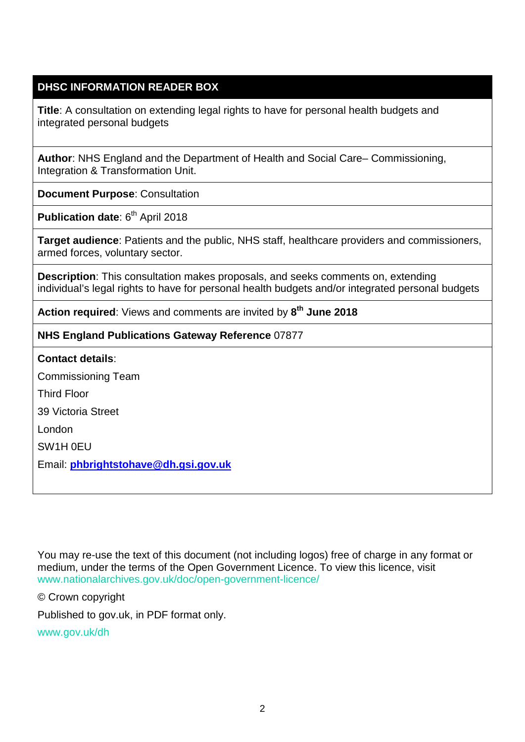## DHSC INFORMATION READER BOX

**Title**: A consultation on extending legal rights to have for personal health budgets and integrated personal budgets

**Author**: NHS England and the Department of Health and Social Care– Commissioning, Integration & Transformation Unit.

**Document Purpose**: Consultation

**Publication date**: 6th April 2018

**Target audience**: Patients and the public, NHS staff, healthcare providers and commissioners, armed forces, voluntary sector.

**Description**: This consultation makes proposals, and seeks comments on, extending individual's legal rights to have for personal health budgets and/or integrated personal budgets

**Action required**: Views and comments are invited by **8th June 2018**

**NHS England Publications Gateway Reference** 07877

**Contact details**:

Commissioning Team

Third Floor

39 Victoria Street

London

SW1H 0EU

Email: **phbrightstohave@dh.gsi.gov.uk**

You may re-use the text of this document (not including logos) free of charge in any format or medium, under the terms of the Open Government Licence. To view this licence, visit www.nationalarchives.gov.uk/doc/open-government-licence/

© Crown copyright

Published to gov.uk, in PDF format only.

www.gov.uk/dh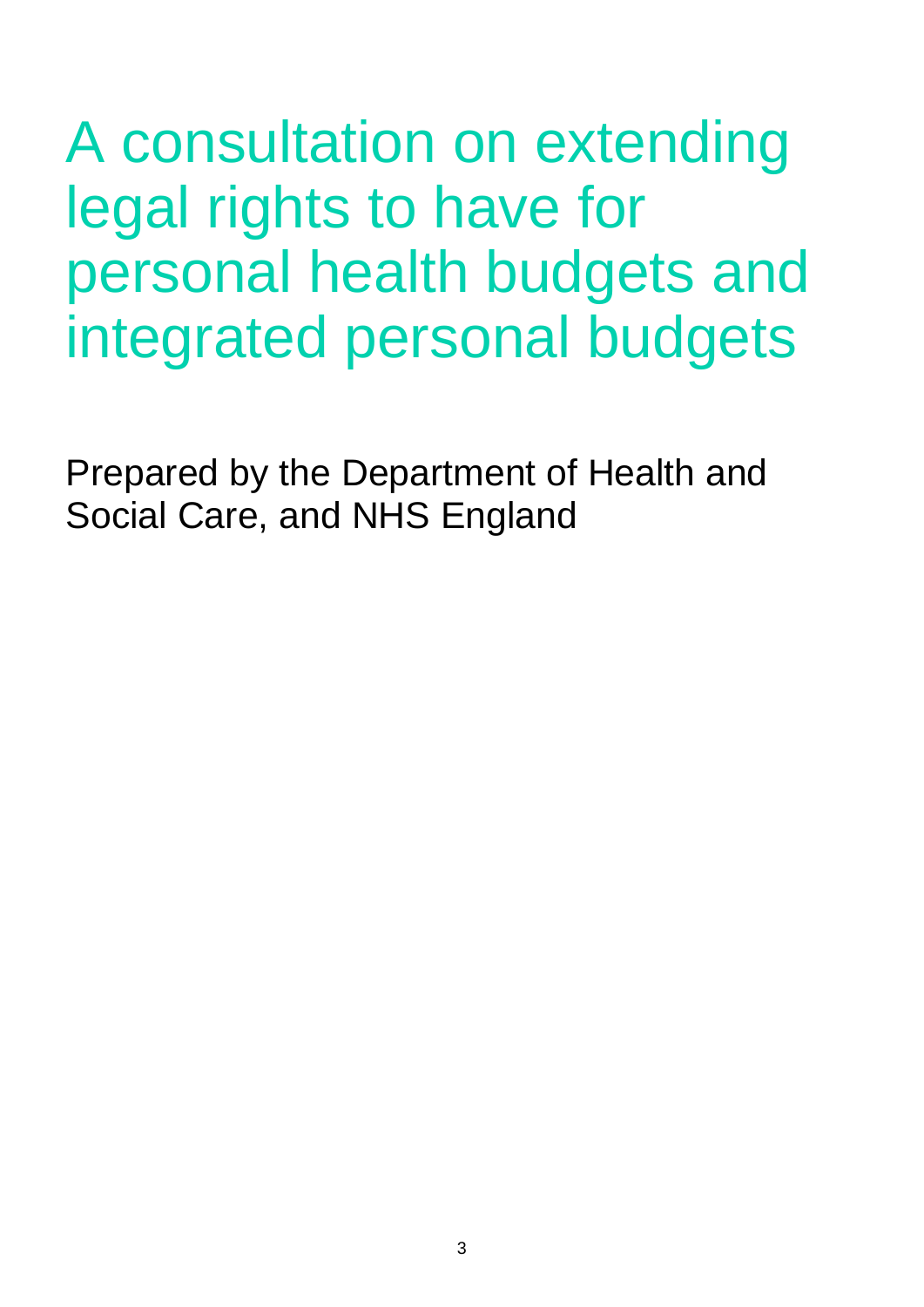# A consultation on extending legal rights to have for personal health budgets and integrated personal budgets

Prepared by the Department of Health and Social Care, and NHS England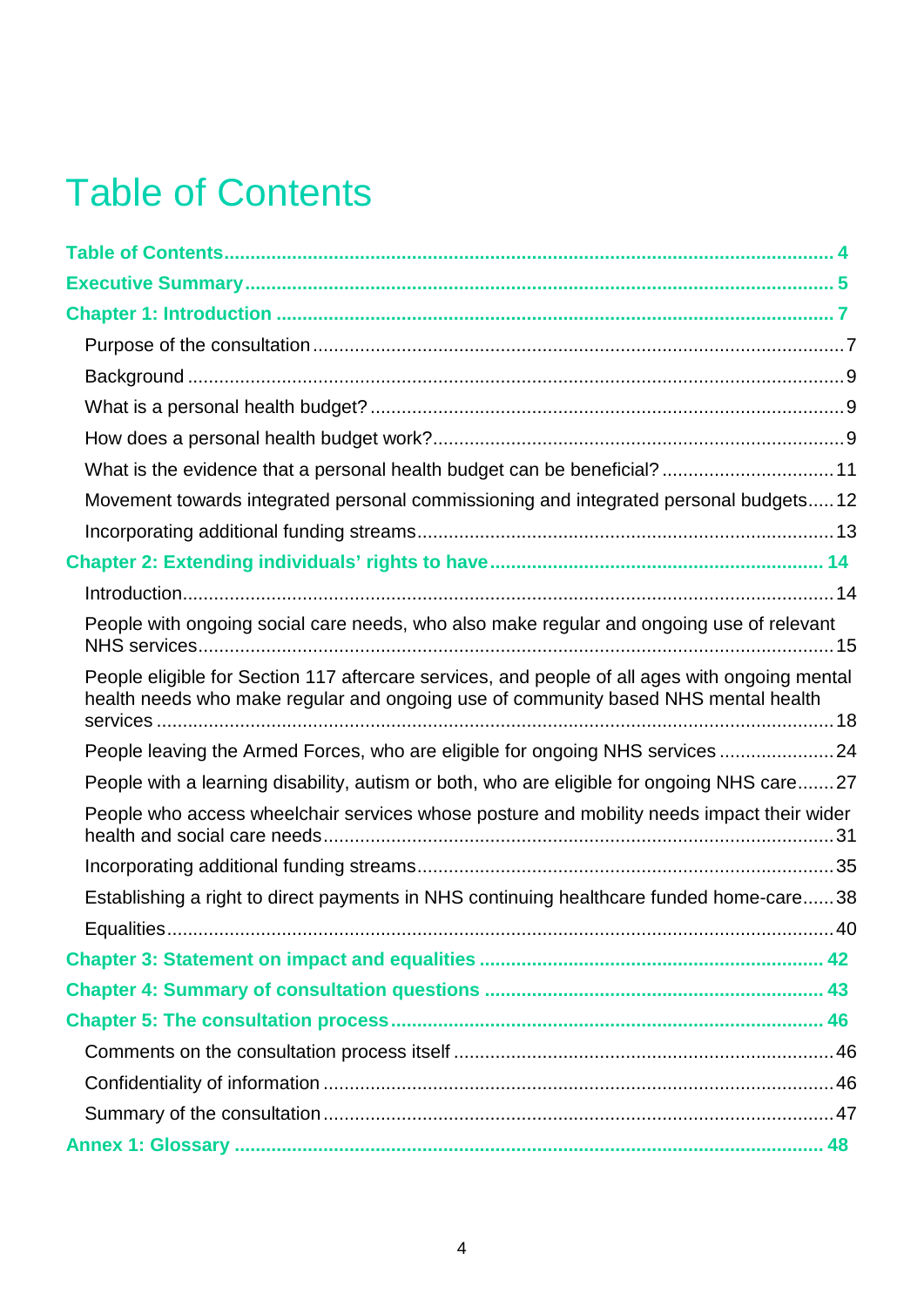# Table of Contents

**Table of Contents** .... 4

**Executive Summary** .... 5

**Chapter 1: Introduction** .... 7

- Purpose of the consultation .... 7
- Background .... 9
- What is a personal health budget? .... 9
- How does a personal health budget work? .... 9
- What is the evidence that a personal health budget can be beneficial? .... 11
- Movement towards integrated personal commissioning and integrated personal budgets .... 12
- Incorporating additional funding streams .... 13

**Chapter 2: Extending individuals' rights to have** .... 14

- Introduction .... 14
- People with ongoing social care needs, who also make regular and ongoing use of relevant NHS services .... 15
- People eligible for Section 117 aftercare services, and people of all ages with ongoing mental health needs who make regular and ongoing use of community based NHS mental health services .... 18
- People leaving the Armed Forces, who are eligible for ongoing NHS services .... 24
- People with a learning disability, autism or both, who are eligible for ongoing NHS care .... 27
- People who access wheelchair services whose posture and mobility needs impact their wider health and social care needs .... 31
- Incorporating additional funding streams .... 35
- Establishing a right to direct payments in NHS continuing healthcare funded home-care .... 38
- Equalities .... 40

**Chapter 3: Statement on impact and equalities** .... 42

**Chapter 4: Summary of consultation questions** .... 43

**Chapter 5: The consultation process** .... 46

- Comments on the consultation process itself .... 46
- Confidentiality of information .... 46
- Summary of the consultation .... 47

**Annex 1: Glossary** .... 48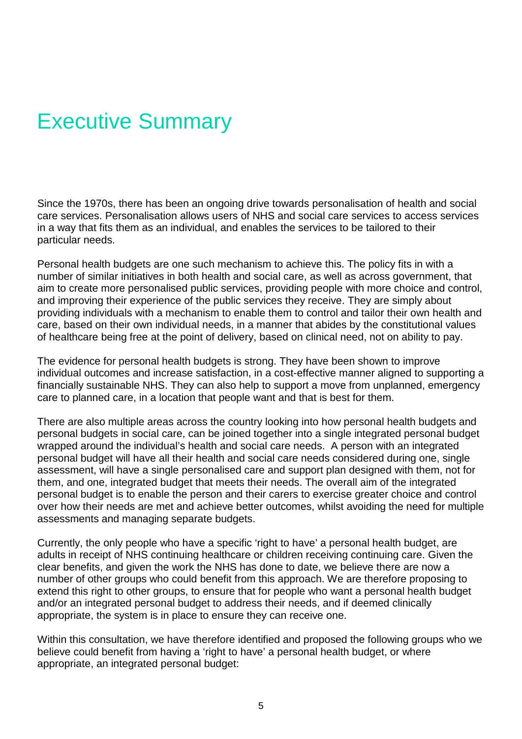# Executive Summary

Since the 1970s, there has been an ongoing drive towards personalisation of health and social care services. Personalisation allows users of NHS and social care services to access services in a way that fits them as an individual, and enables the services to be tailored to their particular needs.

Personal health budgets are one such mechanism to achieve this. The policy fits in with a number of similar initiatives in both health and social care, as well as across government, that aim to create more personalised public services, providing people with more choice and control, and improving their experience of the public services they receive. They are simply about providing individuals with a mechanism to enable them to control and tailor their own health and care, based on their own individual needs, in a manner that abides by the constitutional values of healthcare being free at the point of delivery, based on clinical need, not on ability to pay.

The evidence for personal health budgets is strong. They have been shown to improve individual outcomes and increase satisfaction, in a cost-effective manner aligned to supporting a financially sustainable NHS. They can also help to support a move from unplanned, emergency care to planned care, in a location that people want and that is best for them.

There are also multiple areas across the country looking into how personal health budgets and personal budgets in social care, can be joined together into a single integrated personal budget wrapped around the individual's health and social care needs. A person with an integrated personal budget will have all their health and social care needs considered during one, single assessment, will have a single personalised care and support plan designed with them, not for them, and one, integrated budget that meets their needs. The overall aim of the integrated personal budget is to enable the person and their carers to exercise greater choice and control over how their needs are met and achieve better outcomes, whilst avoiding the need for multiple assessments and managing separate budgets.

Currently, the only people who have a specific 'right to have' a personal health budget, are adults in receipt of NHS continuing healthcare or children receiving continuing care. Given the clear benefits, and given the work the NHS has done to date, we believe there are now a number of other groups who could benefit from this approach. We are therefore proposing to extend this right to other groups, to ensure that for people who want a personal health budget and/or an integrated personal budget to address their needs, and if deemed clinically appropriate, the system is in place to ensure they can receive one.

Within this consultation, we have therefore identified and proposed the following groups who we believe could benefit from having a 'right to have' a personal health budget, or where appropriate, an integrated personal budget: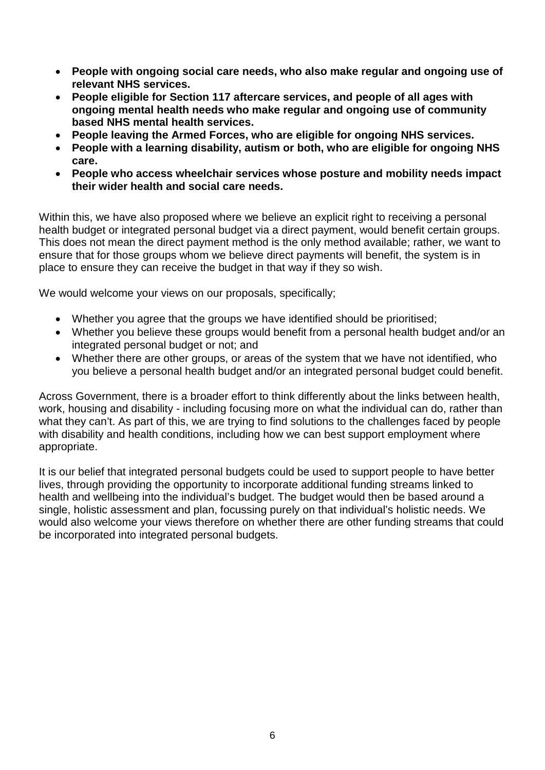- **People with ongoing social care needs, who also make regular and ongoing use of relevant NHS services.**
- **People eligible for Section 117 aftercare services, and people of all ages with ongoing mental health needs who make regular and ongoing use of community based NHS mental health services.**
- **People leaving the Armed Forces, who are eligible for ongoing NHS services.**
- **People with a learning disability, autism or both, who are eligible for ongoing NHS care.**
- **People who access wheelchair services whose posture and mobility needs impact their wider health and social care needs.**

Within this, we have also proposed where we believe an explicit right to receiving a personal health budget or integrated personal budget via a direct payment, would benefit certain groups. This does not mean the direct payment method is the only method available; rather, we want to ensure that for those groups whom we believe direct payments will benefit, the system is in place to ensure they can receive the budget in that way if they so wish.

We would welcome your views on our proposals, specifically;

- Whether you agree that the groups we have identified should be prioritised;
- Whether you believe these groups would benefit from a personal health budget and/or an integrated personal budget or not; and
- Whether there are other groups, or areas of the system that we have not identified, who you believe a personal health budget and/or an integrated personal budget could benefit.

Across Government, there is a broader effort to think differently about the links between health, work, housing and disability - including focusing more on what the individual can do, rather than what they can't. As part of this, we are trying to find solutions to the challenges faced by people with disability and health conditions, including how we can best support employment where appropriate.

It is our belief that integrated personal budgets could be used to support people to have better lives, through providing the opportunity to incorporate additional funding streams linked to health and wellbeing into the individual's budget. The budget would then be based around a single, holistic assessment and plan, focussing purely on that individual's holistic needs. We would also welcome your views therefore on whether there are other funding streams that could be incorporated into integrated personal budgets.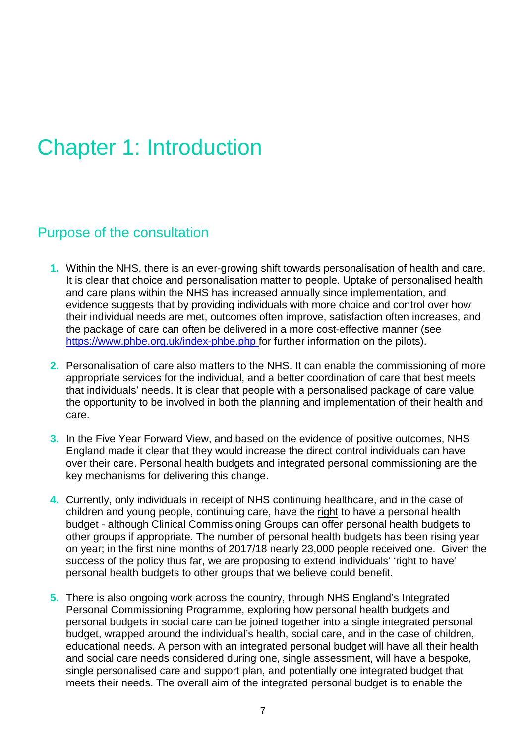# Chapter 1: Introduction

## Purpose of the consultation

1. Within the NHS, there is an ever-growing shift towards personalisation of health and care. It is clear that choice and personalisation matter to people. Uptake of personalised health and care plans within the NHS has increased annually since implementation, and evidence suggests that by providing individuals with more choice and control over how their individual needs are met, outcomes often improve, satisfaction often increases, and the package of care can often be delivered in a more cost-effective manner (see https://www.phbe.org.uk/index-phbe.php for further information on the pilots).

2. Personalisation of care also matters to the NHS. It can enable the commissioning of more appropriate services for the individual, and a better coordination of care that best meets that individuals' needs. It is clear that people with a personalised package of care value the opportunity to be involved in both the planning and implementation of their health and care.

3. In the Five Year Forward View, and based on the evidence of positive outcomes, NHS England made it clear that they would increase the direct control individuals can have over their care. Personal health budgets and integrated personal commissioning are the key mechanisms for delivering this change.

4. Currently, only individuals in receipt of NHS continuing healthcare, and in the case of children and young people, continuing care, have the right to have a personal health budget - although Clinical Commissioning Groups can offer personal health budgets to other groups if appropriate. The number of personal health budgets has been rising year on year; in the first nine months of 2017/18 nearly 23,000 people received one. Given the success of the policy thus far, we are proposing to extend individuals' 'right to have' personal health budgets to other groups that we believe could benefit.

5. There is also ongoing work across the country, through NHS England's Integrated Personal Commissioning Programme, exploring how personal health budgets and personal budgets in social care can be joined together into a single integrated personal budget, wrapped around the individual's health, social care, and in the case of children, educational needs. A person with an integrated personal budget will have all their health and social care needs considered during one, single assessment, will have a bespoke, single personalised care and support plan, and potentially one integrated budget that meets their needs. The overall aim of the integrated personal budget is to enable the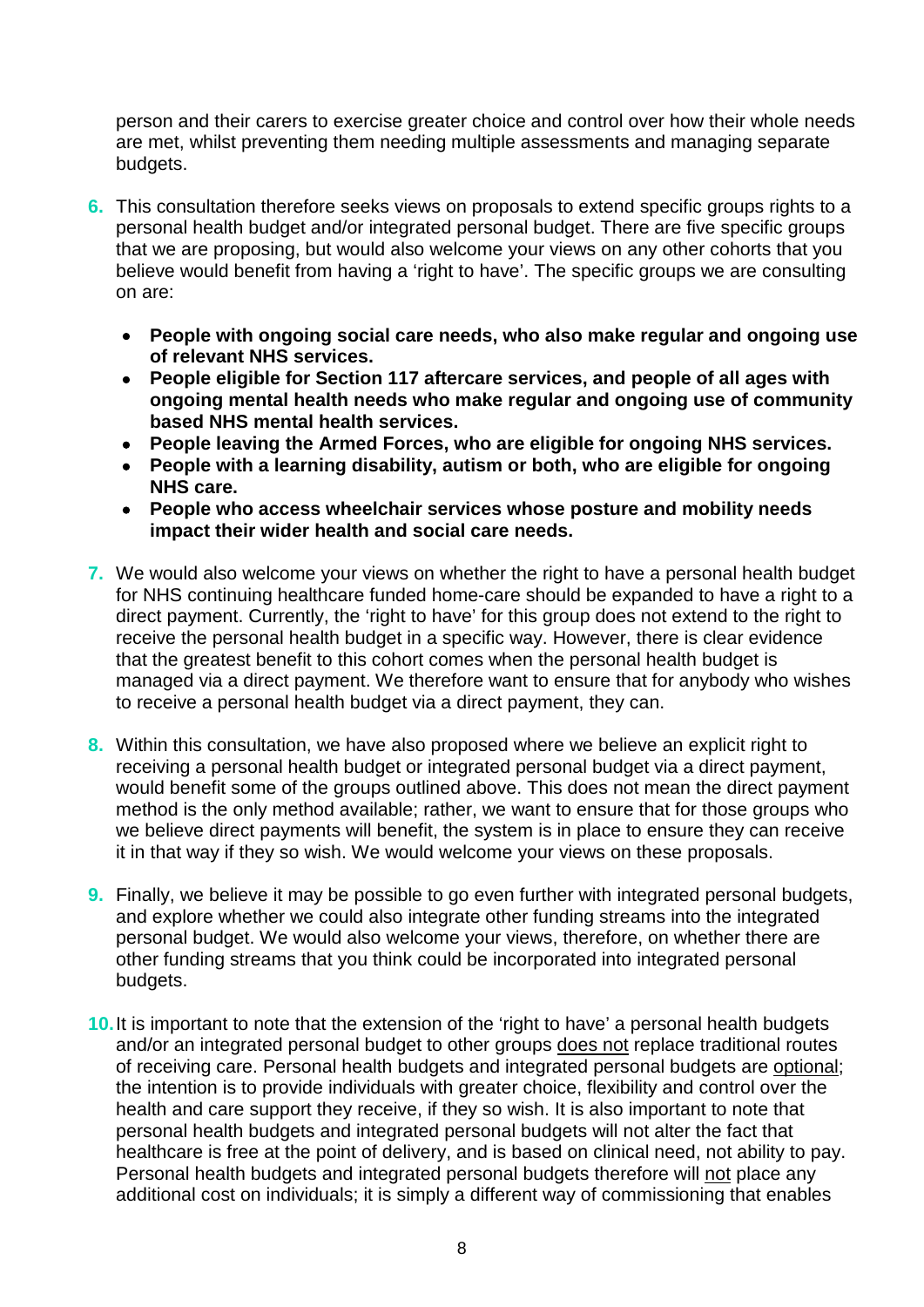person and their carers to exercise greater choice and control over how their whole needs are met, whilst preventing them needing multiple assessments and managing separate budgets.

6. This consultation therefore seeks views on proposals to extend specific groups rights to a personal health budget and/or integrated personal budget. There are five specific groups that we are proposing, but would also welcome your views on any other cohorts that you believe would benefit from having a 'right to have'. The specific groups we are consulting on are:

   - **People with ongoing social care needs, who also make regular and ongoing use of relevant NHS services.**
   - **People eligible for Section 117 aftercare services, and people of all ages with ongoing mental health needs who make regular and ongoing use of community based NHS mental health services.**
   - **People leaving the Armed Forces, who are eligible for ongoing NHS services.**
   - **People with a learning disability, autism or both, who are eligible for ongoing NHS care.**
   - **People who access wheelchair services whose posture and mobility needs impact their wider health and social care needs.**

7. We would also welcome your views on whether the right to have a personal health budget for NHS continuing healthcare funded home-care should be expanded to have a right to a direct payment. Currently, the 'right to have' for this group does not extend to the right to receive the personal health budget in a specific way. However, there is clear evidence that the greatest benefit to this cohort comes when the personal health budget is managed via a direct payment. We therefore want to ensure that for anybody who wishes to receive a personal health budget via a direct payment, they can.

8. Within this consultation, we have also proposed where we believe an explicit right to receiving a personal health budget or integrated personal budget via a direct payment, would benefit some of the groups outlined above. This does not mean the direct payment method is the only method available; rather, we want to ensure that for those groups who we believe direct payments will benefit, the system is in place to ensure they can receive it in that way if they so wish. We would welcome your views on these proposals.

9. Finally, we believe it may be possible to go even further with integrated personal budgets, and explore whether we could also integrate other funding streams into the integrated personal budget. We would also welcome your views, therefore, on whether there are other funding streams that you think could be incorporated into integrated personal budgets.

10. It is important to note that the extension of the 'right to have' a personal health budgets and/or an integrated personal budget to other groups does not replace traditional routes of receiving care. Personal health budgets and integrated personal budgets are optional; the intention is to provide individuals with greater choice, flexibility and control over the health and care support they receive, if they so wish. It is also important to note that personal health budgets and integrated personal budgets will not alter the fact that healthcare is free at the point of delivery, and is based on clinical need, not ability to pay. Personal health budgets and integrated personal budgets therefore will not place any additional cost on individuals; it is simply a different way of commissioning that enables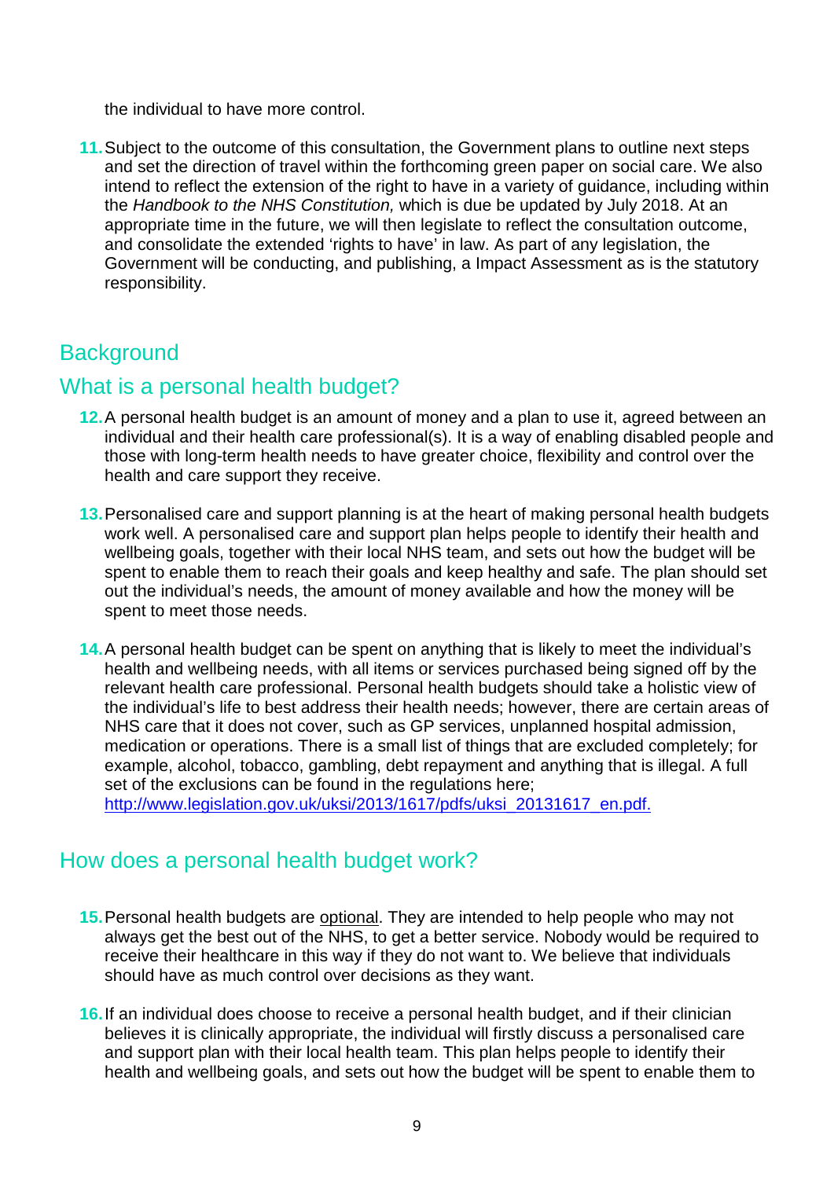the individual to have more control.

11. Subject to the outcome of this consultation, the Government plans to outline next steps and set the direction of travel within the forthcoming green paper on social care. We also intend to reflect the extension of the right to have in a variety of guidance, including within the *Handbook to the NHS Constitution,* which is due be updated by July 2018. At an appropriate time in the future, we will then legislate to reflect the consultation outcome, and consolidate the extended 'rights to have' in law. As part of any legislation, the Government will be conducting, and publishing, a Impact Assessment as is the statutory responsibility.

## Background

## What is a personal health budget?

12. A personal health budget is an amount of money and a plan to use it, agreed between an individual and their health care professional(s). It is a way of enabling disabled people and those with long-term health needs to have greater choice, flexibility and control over the health and care support they receive.

13. Personalised care and support planning is at the heart of making personal health budgets work well. A personalised care and support plan helps people to identify their health and wellbeing goals, together with their local NHS team, and sets out how the budget will be spent to enable them to reach their goals and keep healthy and safe. The plan should set out the individual's needs, the amount of money available and how the money will be spent to meet those needs.

14. A personal health budget can be spent on anything that is likely to meet the individual's health and wellbeing needs, with all items or services purchased being signed off by the relevant health care professional. Personal health budgets should take a holistic view of the individual's life to best address their health needs; however, there are certain areas of NHS care that it does not cover, such as GP services, unplanned hospital admission, medication or operations. There is a small list of things that are excluded completely; for example, alcohol, tobacco, gambling, debt repayment and anything that is illegal. A full set of the exclusions can be found in the regulations here; http://www.legislation.gov.uk/uksi/2013/1617/pdfs/uksi_20131617_en.pdf.

## How does a personal health budget work?

15. Personal health budgets are optional. They are intended to help people who may not always get the best out of the NHS, to get a better service. Nobody would be required to receive their healthcare in this way if they do not want to. We believe that individuals should have as much control over decisions as they want.

16. If an individual does choose to receive a personal health budget, and if their clinician believes it is clinically appropriate, the individual will firstly discuss a personalised care and support plan with their local health team. This plan helps people to identify their health and wellbeing goals, and sets out how the budget will be spent to enable them to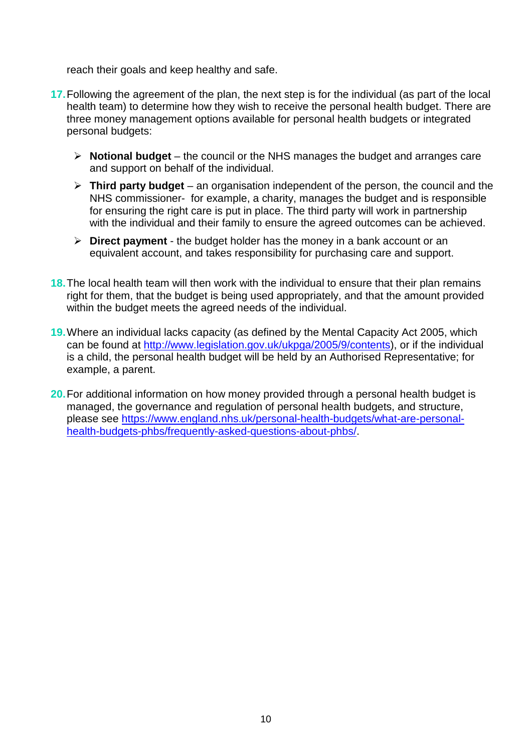reach their goals and keep healthy and safe.

17. Following the agreement of the plan, the next step is for the individual (as part of the local health team) to determine how they wish to receive the personal health budget. There are three money management options available for personal health budgets or integrated personal budgets:

    - **Notional budget** – the council or the NHS manages the budget and arranges care and support on behalf of the individual.
    - **Third party budget** – an organisation independent of the person, the council and the NHS commissioner- for example, a charity, manages the budget and is responsible for ensuring the right care is put in place. The third party will work in partnership with the individual and their family to ensure the agreed outcomes can be achieved.
    - **Direct payment** - the budget holder has the money in a bank account or an equivalent account, and takes responsibility for purchasing care and support.

18. The local health team will then work with the individual to ensure that their plan remains right for them, that the budget is being used appropriately, and that the amount provided within the budget meets the agreed needs of the individual.

19. Where an individual lacks capacity (as defined by the Mental Capacity Act 2005, which can be found at http://www.legislation.gov.uk/ukpga/2005/9/contents), or if the individual is a child, the personal health budget will be held by an Authorised Representative; for example, a parent.

20. For additional information on how money provided through a personal health budget is managed, the governance and regulation of personal health budgets, and structure, please see https://www.england.nhs.uk/personal-health-budgets/what-are-personal-health-budgets-phbs/frequently-asked-questions-about-phbs/.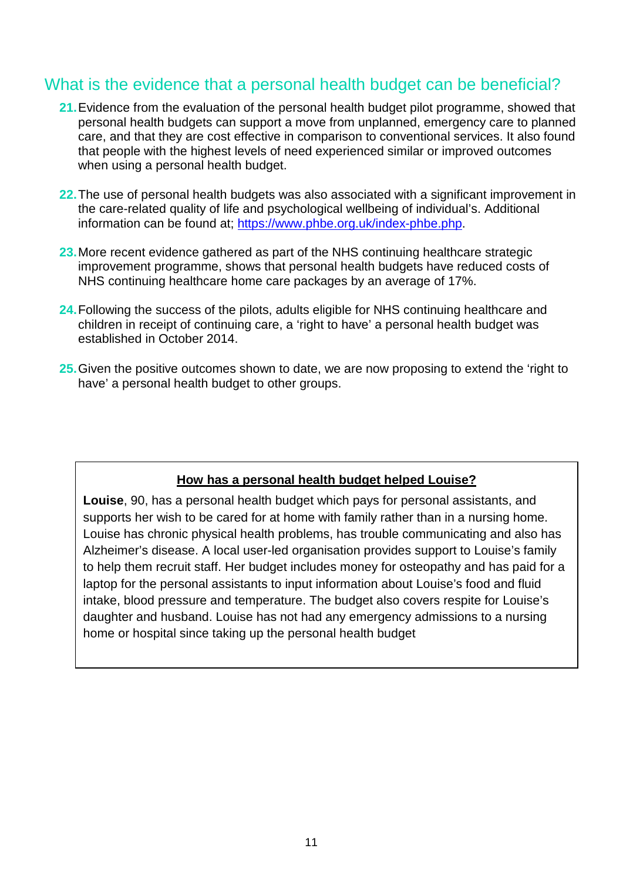## What is the evidence that a personal health budget can be beneficial?

21. Evidence from the evaluation of the personal health budget pilot programme, showed that personal health budgets can support a move from unplanned, emergency care to planned care, and that they are cost effective in comparison to conventional services. It also found that people with the highest levels of need experienced similar or improved outcomes when using a personal health budget.

22. The use of personal health budgets was also associated with a significant improvement in the care-related quality of life and psychological wellbeing of individual's. Additional information can be found at; [https://www.phbe.org.uk/index-phbe.php](https://www.phbe.org.uk/index-phbe.php).

23. More recent evidence gathered as part of the NHS continuing healthcare strategic improvement programme, shows that personal health budgets have reduced costs of NHS continuing healthcare home care packages by an average of 17%.

24. Following the success of the pilots, adults eligible for NHS continuing healthcare and children in receipt of continuing care, a 'right to have' a personal health budget was established in October 2014.

25. Given the positive outcomes shown to date, we are now proposing to extend the 'right to have' a personal health budget to other groups.

> **How has a personal health budget helped Louise?**
>
> **Louise**, 90, has a personal health budget which pays for personal assistants, and supports her wish to be cared for at home with family rather than in a nursing home. Louise has chronic physical health problems, has trouble communicating and also has Alzheimer's disease. A local user-led organisation provides support to Louise's family to help them recruit staff. Her budget includes money for osteopathy and has paid for a laptop for the personal assistants to input information about Louise's food and fluid intake, blood pressure and temperature. The budget also covers respite for Louise's daughter and husband. Louise has not had any emergency admissions to a nursing home or hospital since taking up the personal health budget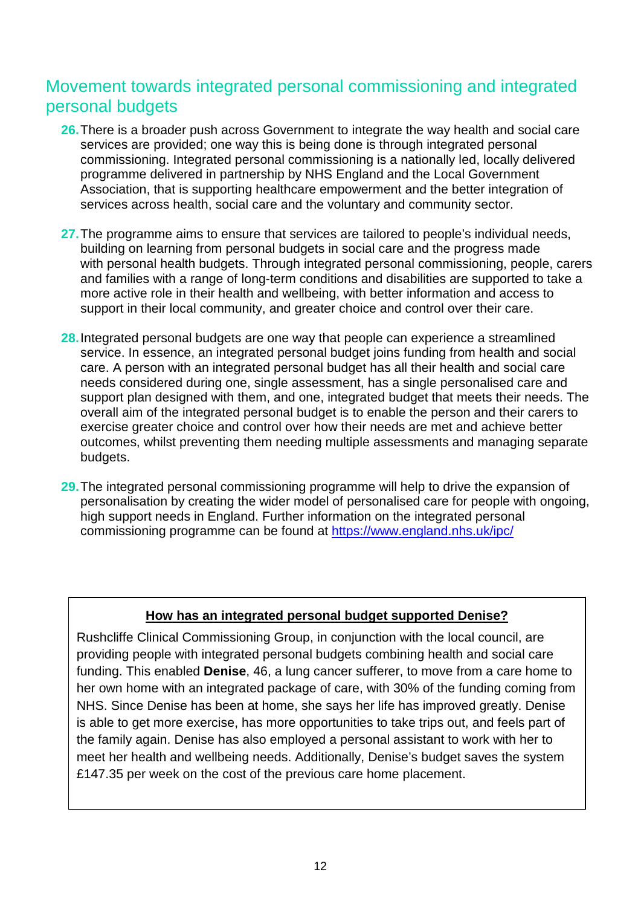## Movement towards integrated personal commissioning and integrated personal budgets

**26.** There is a broader push across Government to integrate the way health and social care services are provided; one way this is being done is through integrated personal commissioning. Integrated personal commissioning is a nationally led, locally delivered programme delivered in partnership by NHS England and the Local Government Association, that is supporting healthcare empowerment and the better integration of services across health, social care and the voluntary and community sector.

**27.** The programme aims to ensure that services are tailored to people's individual needs, building on learning from personal budgets in social care and the progress made with personal health budgets. Through integrated personal commissioning, people, carers and families with a range of long-term conditions and disabilities are supported to take a more active role in their health and wellbeing, with better information and access to support in their local community, and greater choice and control over their care.

**28.** Integrated personal budgets are one way that people can experience a streamlined service. In essence, an integrated personal budget joins funding from health and social care. A person with an integrated personal budget has all their health and social care needs considered during one, single assessment, has a single personalised care and support plan designed with them, and one, integrated budget that meets their needs. The overall aim of the integrated personal budget is to enable the person and their carers to exercise greater choice and control over how their needs are met and achieve better outcomes, whilst preventing them needing multiple assessments and managing separate budgets.

**29.** The integrated personal commissioning programme will help to drive the expansion of personalisation by creating the wider model of personalised care for people with ongoing, high support needs in England. Further information on the integrated personal commissioning programme can be found at [https://www.england.nhs.uk/ipc/](https://www.england.nhs.uk/ipc/)

**How has an integrated personal budget supported Denise?**

Rushcliffe Clinical Commissioning Group, in conjunction with the local council, are providing people with integrated personal budgets combining health and social care funding. This enabled **Denise**, 46, a lung cancer sufferer, to move from a care home to her own home with an integrated package of care, with 30% of the funding coming from NHS. Since Denise has been at home, she says her life has improved greatly. Denise is able to get more exercise, has more opportunities to take trips out, and feels part of the family again. Denise has also employed a personal assistant to work with her to meet her health and wellbeing needs. Additionally, Denise's budget saves the system £147.35 per week on the cost of the previous care home placement.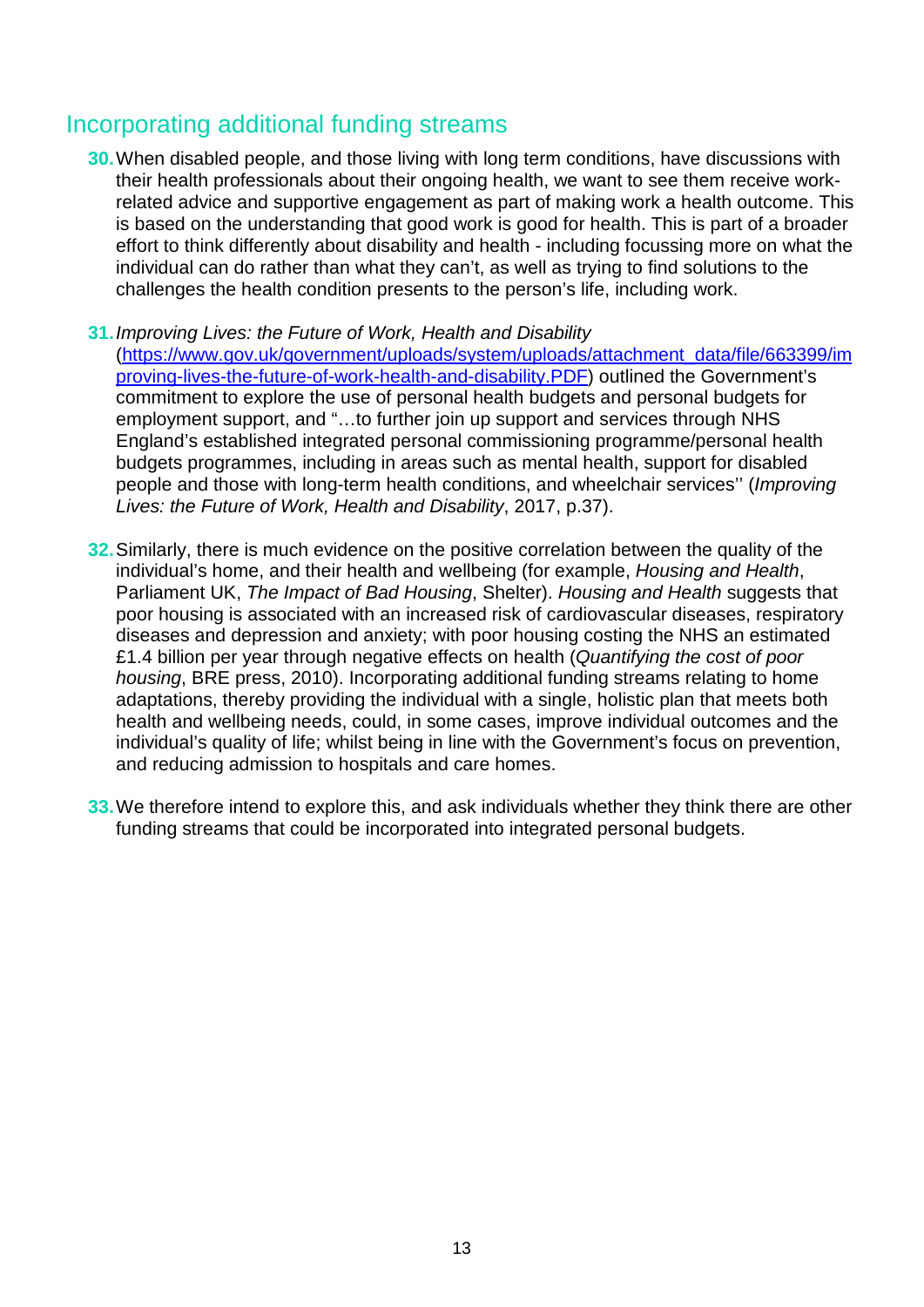## Incorporating additional funding streams

**30.** When disabled people, and those living with long term conditions, have discussions with their health professionals about their ongoing health, we want to see them receive work-related advice and supportive engagement as part of making work a health outcome. This is based on the understanding that good work is good for health. This is part of a broader effort to think differently about disability and health - including focussing more on what the individual can do rather than what they can't, as well as trying to find solutions to the challenges the health condition presents to the person's life, including work.

**31.** *Improving Lives: the Future of Work, Health and Disability* ([https://www.gov.uk/government/uploads/system/uploads/attachment_data/file/663399/improving-lives-the-future-of-work-health-and-disability.PDF](https://www.gov.uk/government/uploads/system/uploads/attachment_data/file/663399/improving-lives-the-future-of-work-health-and-disability.PDF)) outlined the Government's commitment to explore the use of personal health budgets and personal budgets for employment support, and "…to further join up support and services through NHS England's established integrated personal commissioning programme/personal health budgets programmes, including in areas such as mental health, support for disabled people and those with long-term health conditions, and wheelchair services'' (*Improving Lives: the Future of Work, Health and Disability*, 2017, p.37).

**32.** Similarly, there is much evidence on the positive correlation between the quality of the individual's home, and their health and wellbeing (for example, *Housing and Health*, Parliament UK, *The Impact of Bad Housing*, Shelter). *Housing and Health* suggests that poor housing is associated with an increased risk of cardiovascular diseases, respiratory diseases and depression and anxiety; with poor housing costing the NHS an estimated £1.4 billion per year through negative effects on health (*Quantifying the cost of poor housing*, BRE press, 2010). Incorporating additional funding streams relating to home adaptations, thereby providing the individual with a single, holistic plan that meets both health and wellbeing needs, could, in some cases, improve individual outcomes and the individual's quality of life; whilst being in line with the Government's focus on prevention, and reducing admission to hospitals and care homes.

**33.** We therefore intend to explore this, and ask individuals whether they think there are other funding streams that could be incorporated into integrated personal budgets.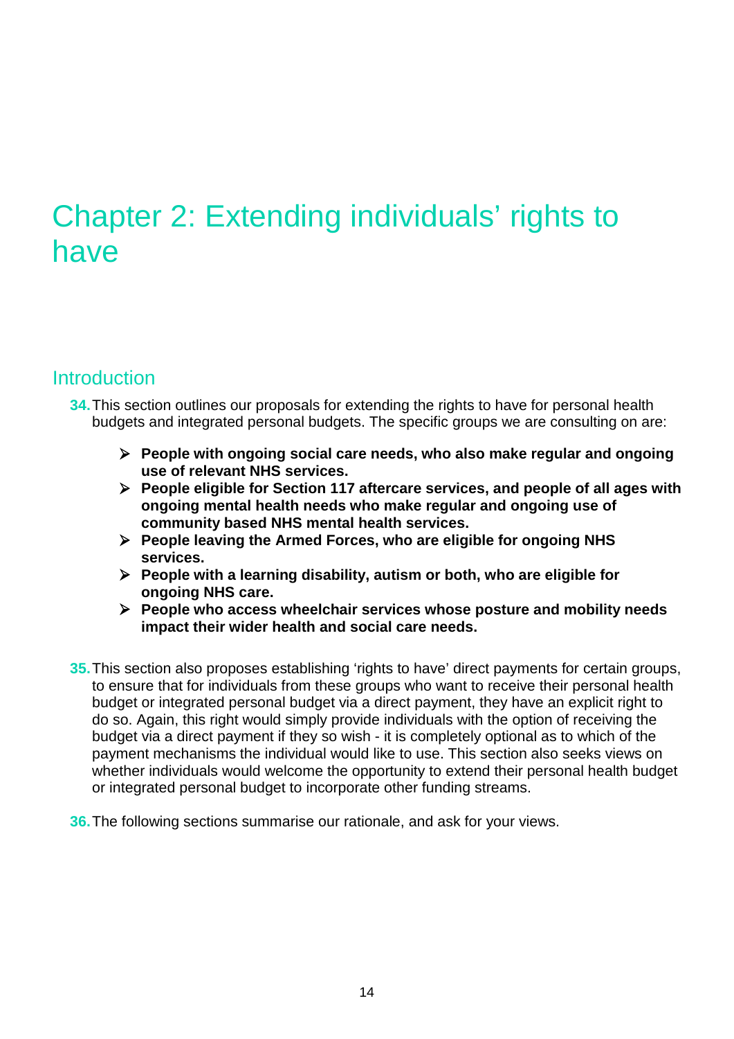# Chapter 2: Extending individuals' rights to have

## Introduction

**34.** This section outlines our proposals for extending the rights to have for personal health budgets and integrated personal budgets. The specific groups we are consulting on are:

- **People with ongoing social care needs, who also make regular and ongoing use of relevant NHS services.**
- **People eligible for Section 117 aftercare services, and people of all ages with ongoing mental health needs who make regular and ongoing use of community based NHS mental health services.**
- **People leaving the Armed Forces, who are eligible for ongoing NHS services.**
- **People with a learning disability, autism or both, who are eligible for ongoing NHS care.**
- **People who access wheelchair services whose posture and mobility needs impact their wider health and social care needs.**

**35.** This section also proposes establishing 'rights to have' direct payments for certain groups, to ensure that for individuals from these groups who want to receive their personal health budget or integrated personal budget via a direct payment, they have an explicit right to do so. Again, this right would simply provide individuals with the option of receiving the budget via a direct payment if they so wish - it is completely optional as to which of the payment mechanisms the individual would like to use. This section also seeks views on whether individuals would welcome the opportunity to extend their personal health budget or integrated personal budget to incorporate other funding streams.

**36.** The following sections summarise our rationale, and ask for your views.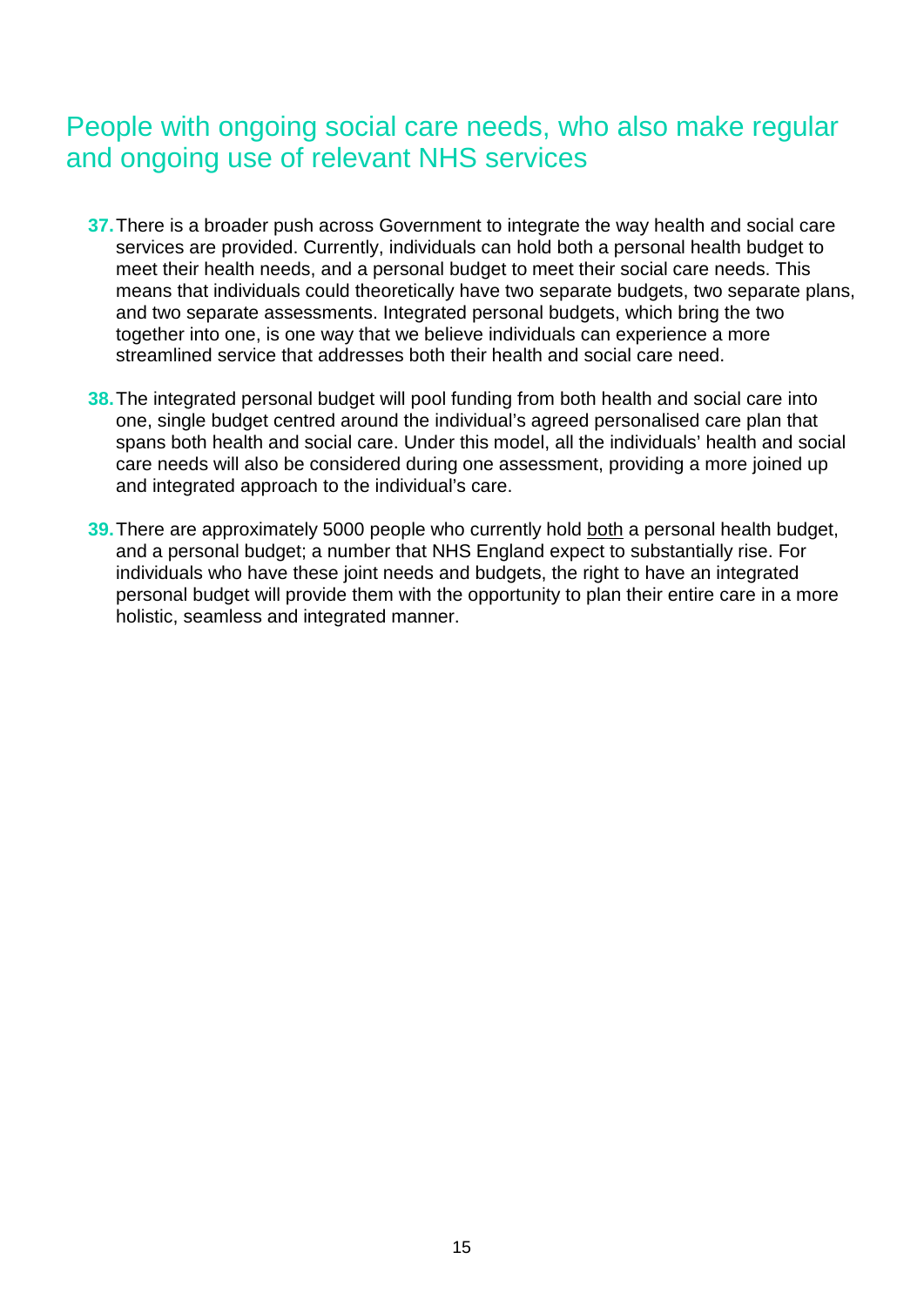## People with ongoing social care needs, who also make regular and ongoing use of relevant NHS services

37. There is a broader push across Government to integrate the way health and social care services are provided. Currently, individuals can hold both a personal health budget to meet their health needs, and a personal budget to meet their social care needs. This means that individuals could theoretically have two separate budgets, two separate plans, and two separate assessments. Integrated personal budgets, which bring the two together into one, is one way that we believe individuals can experience a more streamlined service that addresses both their health and social care need.

38. The integrated personal budget will pool funding from both health and social care into one, single budget centred around the individual's agreed personalised care plan that spans both health and social care. Under this model, all the individuals' health and social care needs will also be considered during one assessment, providing a more joined up and integrated approach to the individual's care.

39. There are approximately 5000 people who currently hold <u>both</u> a personal health budget, and a personal budget; a number that NHS England expect to substantially rise. For individuals who have these joint needs and budgets, the right to have an integrated personal budget will provide them with the opportunity to plan their entire care in a more holistic, seamless and integrated manner.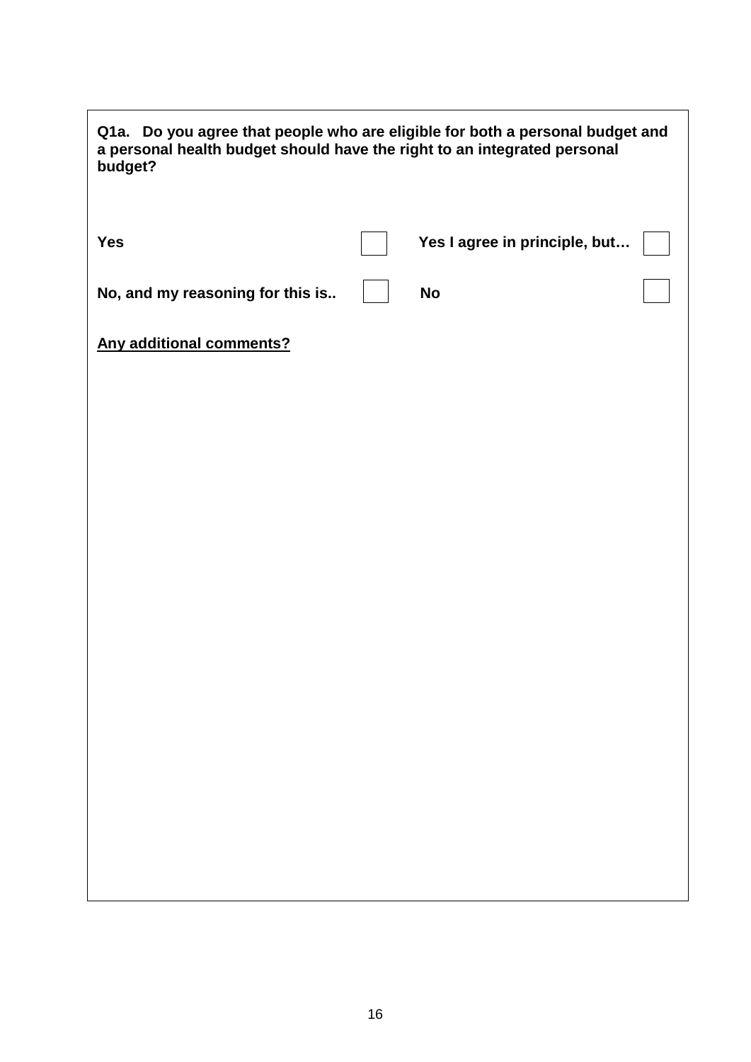**Q1a. Do you agree that people who are eligible for both a personal budget and a personal health budget should have the right to an integrated personal budget?**

| | | | |
|---|---|---|---|
| **Yes** | ☐ | **Yes I agree in principle, but…** | ☐ |
| **No, and my reasoning for this is..** | ☐ | **No** | ☐ |

**Any additional comments?**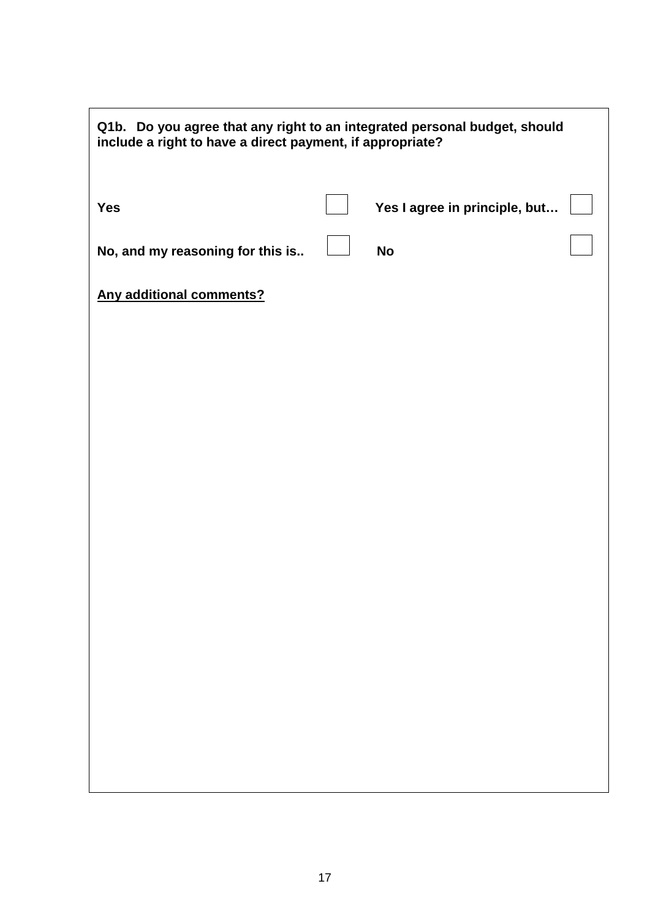**Q1b. Do you agree that any right to an integrated personal budget, should include a right to have a direct payment, if appropriate?**

| | | | |
|---|---|---|---|
| **Yes** | ☐ | **Yes I agree in principle, but…** | ☐ |
| **No, and my reasoning for this is..** | ☐ | **No** | ☐ |

**<u>Any additional comments?</u>**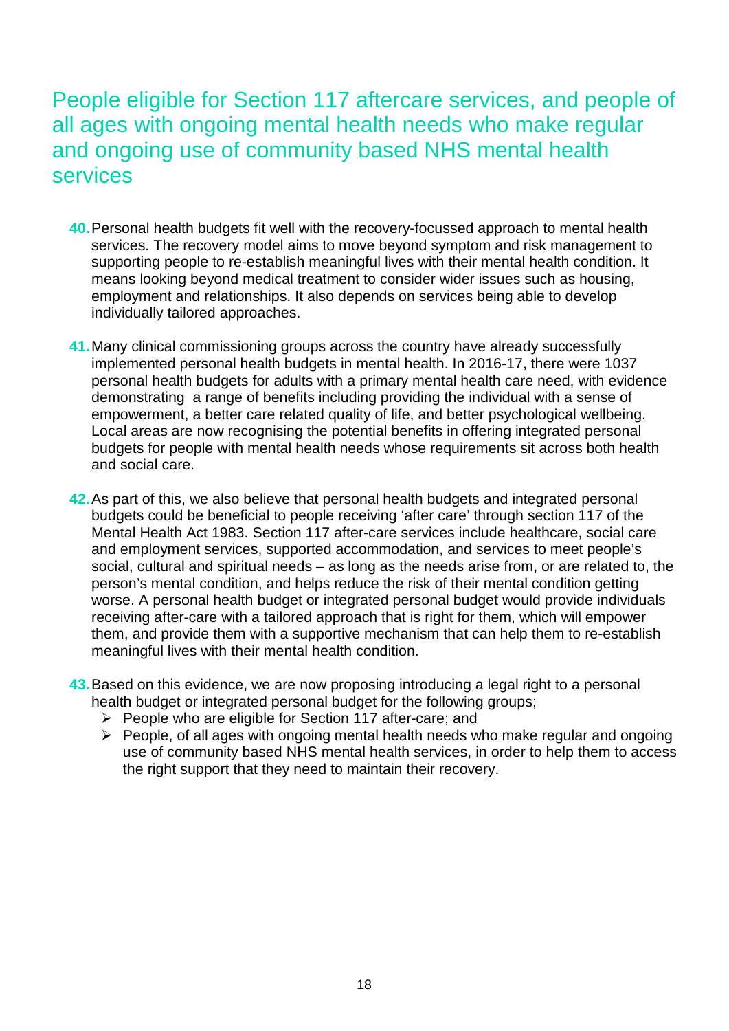## People eligible for Section 117 aftercare services, and people of all ages with ongoing mental health needs who make regular and ongoing use of community based NHS mental health services

**40.** Personal health budgets fit well with the recovery-focussed approach to mental health services. The recovery model aims to move beyond symptom and risk management to supporting people to re-establish meaningful lives with their mental health condition. It means looking beyond medical treatment to consider wider issues such as housing, employment and relationships. It also depends on services being able to develop individually tailored approaches.

**41.** Many clinical commissioning groups across the country have already successfully implemented personal health budgets in mental health. In 2016-17, there were 1037 personal health budgets for adults with a primary mental health care need, with evidence demonstrating a range of benefits including providing the individual with a sense of empowerment, a better care related quality of life, and better psychological wellbeing. Local areas are now recognising the potential benefits in offering integrated personal budgets for people with mental health needs whose requirements sit across both health and social care.

**42.** As part of this, we also believe that personal health budgets and integrated personal budgets could be beneficial to people receiving 'after care' through section 117 of the Mental Health Act 1983. Section 117 after-care services include healthcare, social care and employment services, supported accommodation, and services to meet people's social, cultural and spiritual needs – as long as the needs arise from, or are related to, the person's mental condition, and helps reduce the risk of their mental condition getting worse. A personal health budget or integrated personal budget would provide individuals receiving after-care with a tailored approach that is right for them, which will empower them, and provide them with a supportive mechanism that can help them to re-establish meaningful lives with their mental health condition.

**43.** Based on this evidence, we are now proposing introducing a legal right to a personal health budget or integrated personal budget for the following groups;

- People who are eligible for Section 117 after-care; and
- People, of all ages with ongoing mental health needs who make regular and ongoing use of community based NHS mental health services, in order to help them to access the right support that they need to maintain their recovery.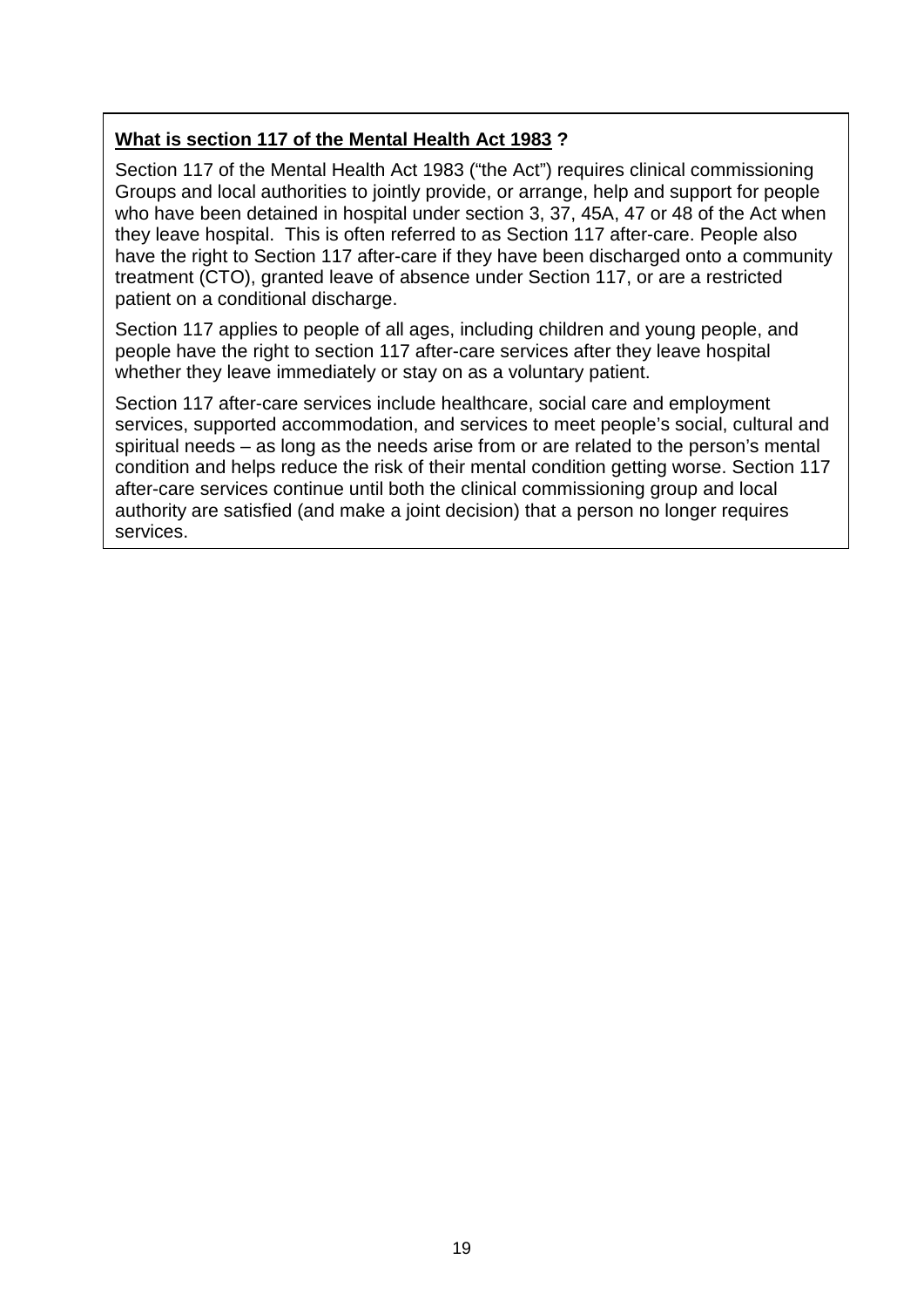**<u>What is section 117 of the Mental Health Act 1983</u> ?**

Section 117 of the Mental Health Act 1983 ("the Act") requires clinical commissioning Groups and local authorities to jointly provide, or arrange, help and support for people who have been detained in hospital under section 3, 37, 45A, 47 or 48 of the Act when they leave hospital. This is often referred to as Section 117 after-care. People also have the right to Section 117 after-care if they have been discharged onto a community treatment (CTO), granted leave of absence under Section 117, or are a restricted patient on a conditional discharge.

Section 117 applies to people of all ages, including children and young people, and people have the right to section 117 after-care services after they leave hospital whether they leave immediately or stay on as a voluntary patient.

Section 117 after-care services include healthcare, social care and employment services, supported accommodation, and services to meet people's social, cultural and spiritual needs – as long as the needs arise from or are related to the person's mental condition and helps reduce the risk of their mental condition getting worse. Section 117 after-care services continue until both the clinical commissioning group and local authority are satisfied (and make a joint decision) that a person no longer requires services.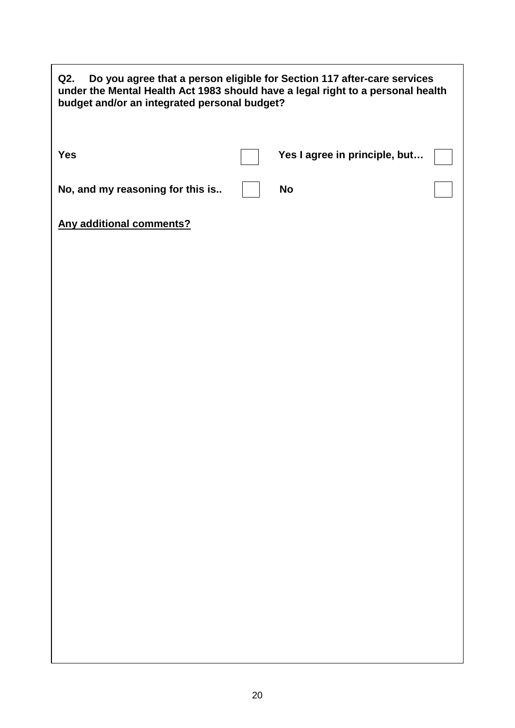**Q2. Do you agree that a person eligible for Section 117 after-care services under the Mental Health Act 1983 should have a legal right to a personal health budget and/or an integrated personal budget?**

| | | | |
|---|---|---|---|
| **Yes** | ☐ | **Yes I agree in principle, but…** | ☐ |
| **No, and my reasoning for this is..** | ☐ | **No** | ☐ |

**Any additional comments?**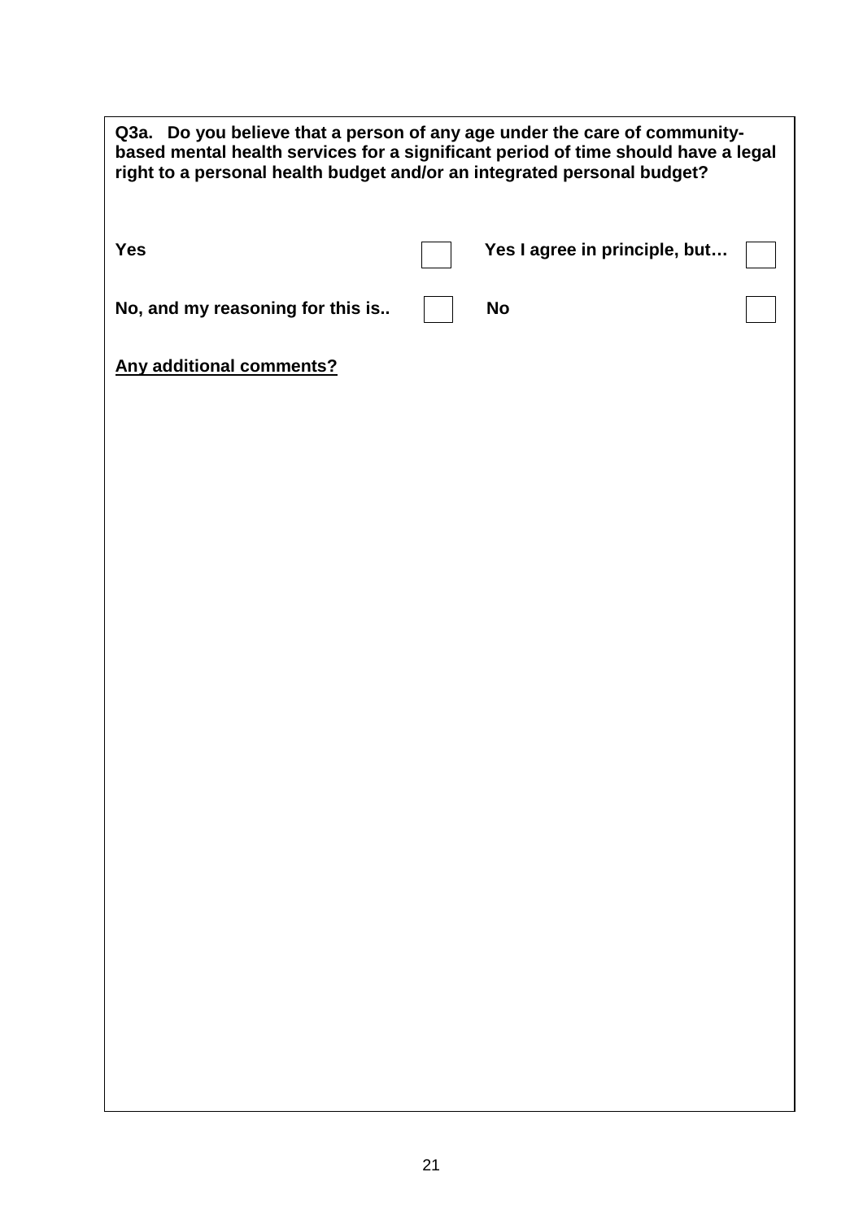**Q3a. Do you believe that a person of any age under the care of community-based mental health services for a significant period of time should have a legal right to a personal health budget and/or an integrated personal budget?**

| | | | |
|---|---|---|---|
| **Yes** | ☐ | **Yes I agree in principle, but…** | ☐ |
| **No, and my reasoning for this is..** | ☐ | **No** | ☐ |

**Any additional comments?**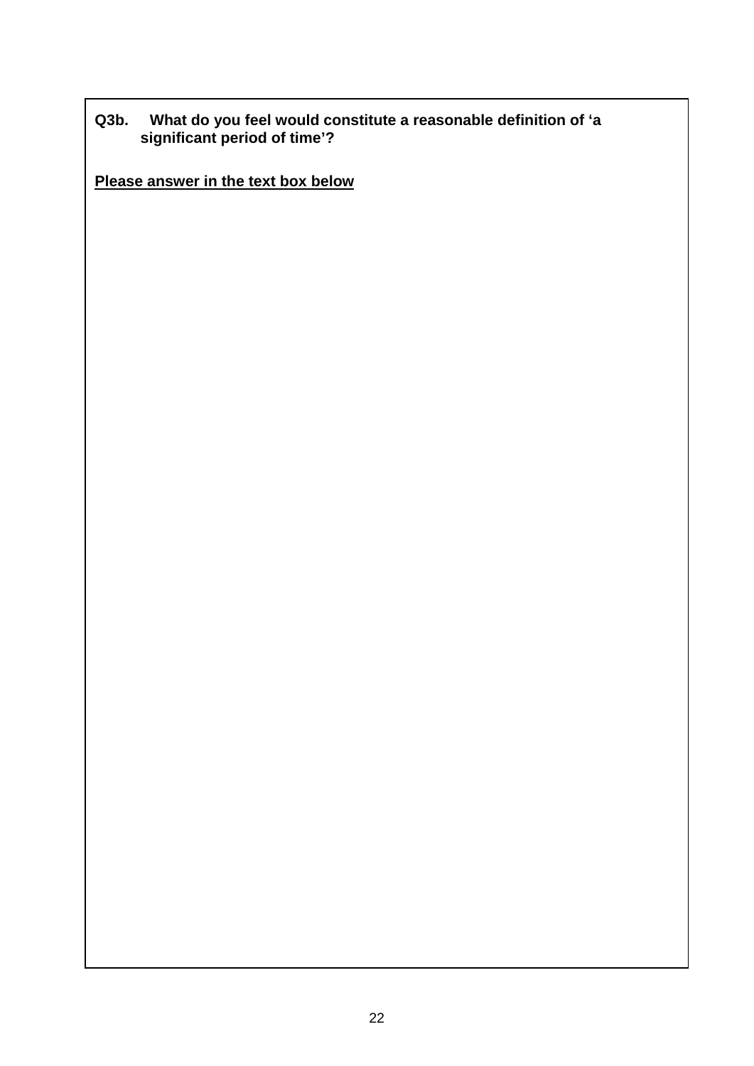**Q3b. What do you feel would constitute a reasonable definition of 'a significant period of time'?**

**Please answer in the text box below**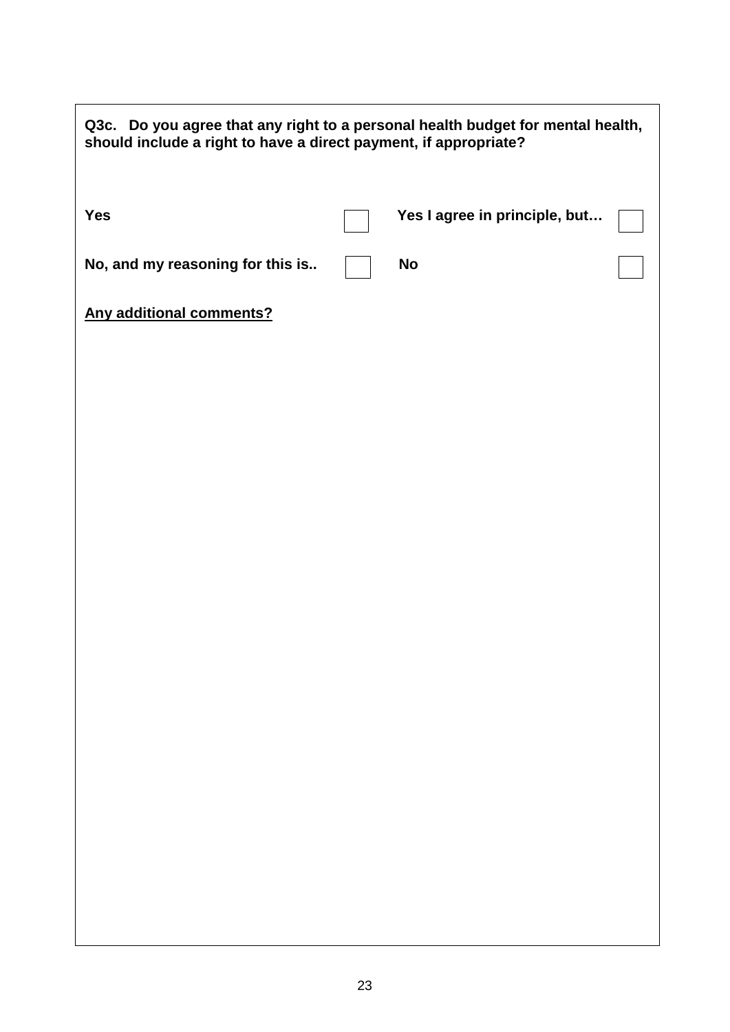**Q3c. Do you agree that any right to a personal health budget for mental health, should include a right to have a direct payment, if appropriate?**

| | | | |
|---|---|---|---|
| **Yes** | ☐ | **Yes I agree in principle, but…** | ☐ |
| **No, and my reasoning for this is..** | ☐ | **No** | ☐ |

**Any additional comments?**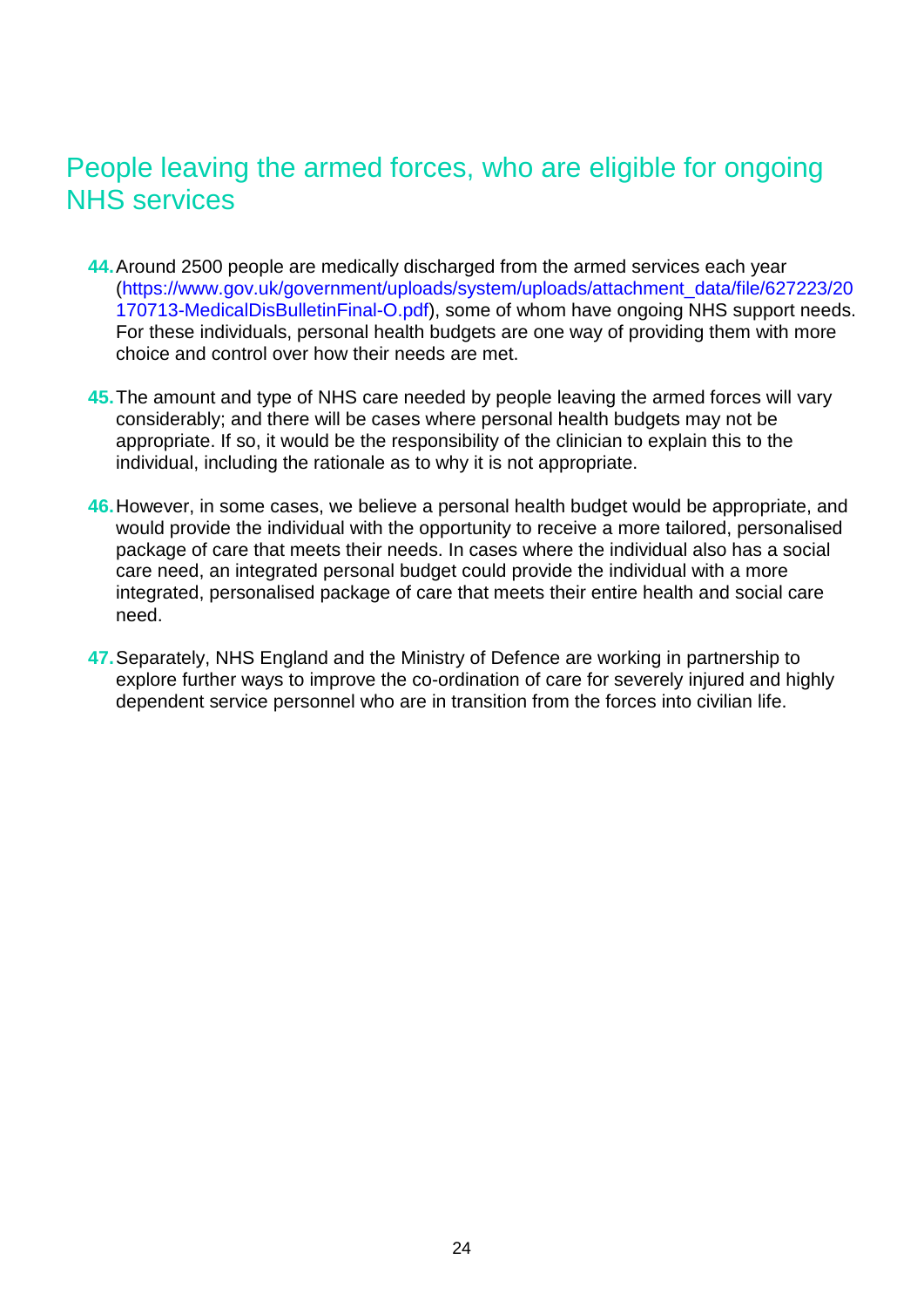## People leaving the armed forces, who are eligible for ongoing NHS services

44. Around 2500 people are medically discharged from the armed services each year (https://www.gov.uk/government/uploads/system/uploads/attachment_data/file/627223/20170713-MedicalDisBulletinFinal-O.pdf), some of whom have ongoing NHS support needs. For these individuals, personal health budgets are one way of providing them with more choice and control over how their needs are met.

45. The amount and type of NHS care needed by people leaving the armed forces will vary considerably; and there will be cases where personal health budgets may not be appropriate. If so, it would be the responsibility of the clinician to explain this to the individual, including the rationale as to why it is not appropriate.

46. However, in some cases, we believe a personal health budget would be appropriate, and would provide the individual with the opportunity to receive a more tailored, personalised package of care that meets their needs. In cases where the individual also has a social care need, an integrated personal budget could provide the individual with a more integrated, personalised package of care that meets their entire health and social care need.

47. Separately, NHS England and the Ministry of Defence are working in partnership to explore further ways to improve the co-ordination of care for severely injured and highly dependent service personnel who are in transition from the forces into civilian life.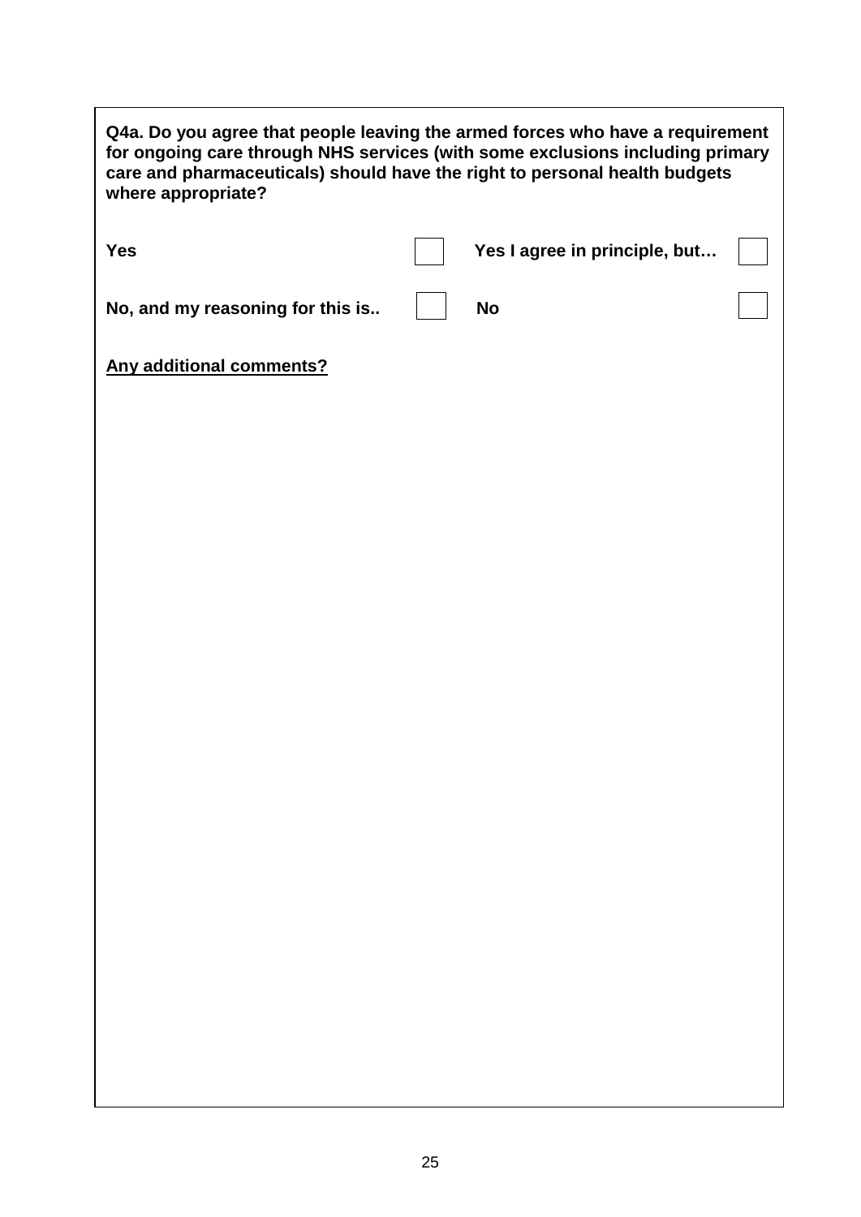**Q4a. Do you agree that people leaving the armed forces who have a requirement for ongoing care through NHS services (with some exclusions including primary care and pharmaceuticals) should have the right to personal health budgets where appropriate?**

| | | | |
|---|---|---|---|
| **Yes** | ☐ | **Yes I agree in principle, but…** | ☐ |
| **No, and my reasoning for this is..** | ☐ | **No** | ☐ |

**Any additional comments?**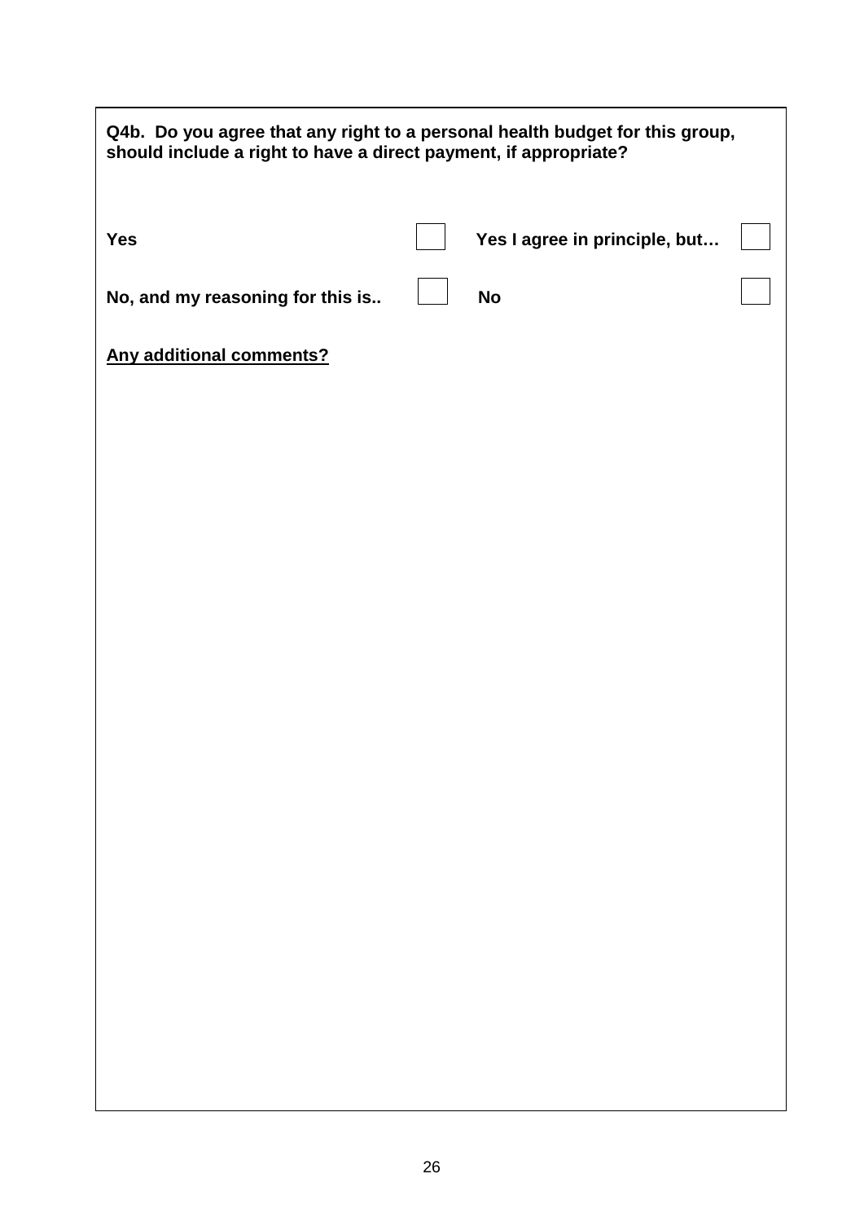**Q4b. Do you agree that any right to a personal health budget for this group, should include a right to have a direct payment, if appropriate?**

| | | | |
|---|---|---|---|
| **Yes** | ☐ | **Yes I agree in principle, but…** | ☐ |
| **No, and my reasoning for this is..** | ☐ | **No** | ☐ |

**<u>Any additional comments?</u>**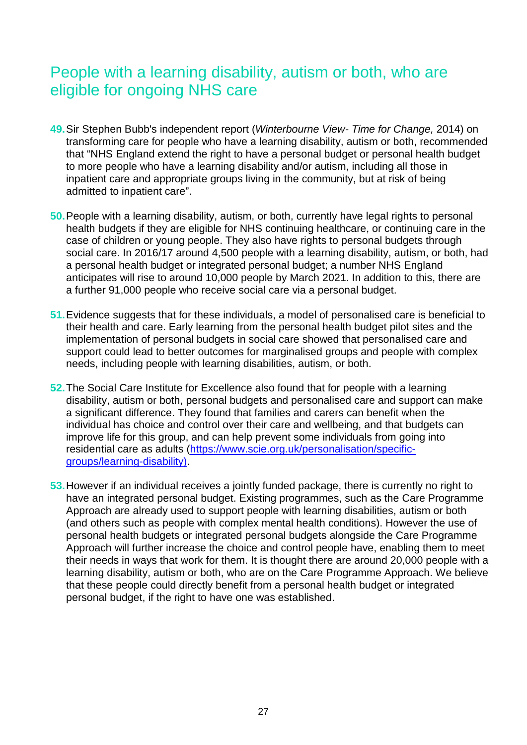## People with a learning disability, autism or both, who are eligible for ongoing NHS care

**49.** Sir Stephen Bubb's independent report (*Winterbourne View- Time for Change,* 2014) on transforming care for people who have a learning disability, autism or both, recommended that "NHS England extend the right to have a personal budget or personal health budget to more people who have a learning disability and/or autism, including all those in inpatient care and appropriate groups living in the community, but at risk of being admitted to inpatient care".

**50.** People with a learning disability, autism, or both, currently have legal rights to personal health budgets if they are eligible for NHS continuing healthcare, or continuing care in the case of children or young people. They also have rights to personal budgets through social care. In 2016/17 around 4,500 people with a learning disability, autism, or both, had a personal health budget or integrated personal budget; a number NHS England anticipates will rise to around 10,000 people by March 2021. In addition to this, there are a further 91,000 people who receive social care via a personal budget.

**51.** Evidence suggests that for these individuals, a model of personalised care is beneficial to their health and care. Early learning from the personal health budget pilot sites and the implementation of personal budgets in social care showed that personalised care and support could lead to better outcomes for marginalised groups and people with complex needs, including people with learning disabilities, autism, or both.

**52.** The Social Care Institute for Excellence also found that for people with a learning disability, autism or both, personal budgets and personalised care and support can make a significant difference. They found that families and carers can benefit when the individual has choice and control over their care and wellbeing, and that budgets can improve life for this group, and can help prevent some individuals from going into residential care as adults ([https://www.scie.org.uk/personalisation/specific-groups/learning-disability)](https://www.scie.org.uk/personalisation/specific-groups/learning-disability).

**53.** However if an individual receives a jointly funded package, there is currently no right to have an integrated personal budget. Existing programmes, such as the Care Programme Approach are already used to support people with learning disabilities, autism or both (and others such as people with complex mental health conditions). However the use of personal health budgets or integrated personal budgets alongside the Care Programme Approach will further increase the choice and control people have, enabling them to meet their needs in ways that work for them. It is thought there are around 20,000 people with a learning disability, autism or both, who are on the Care Programme Approach. We believe that these people could directly benefit from a personal health budget or integrated personal budget, if the right to have one was established.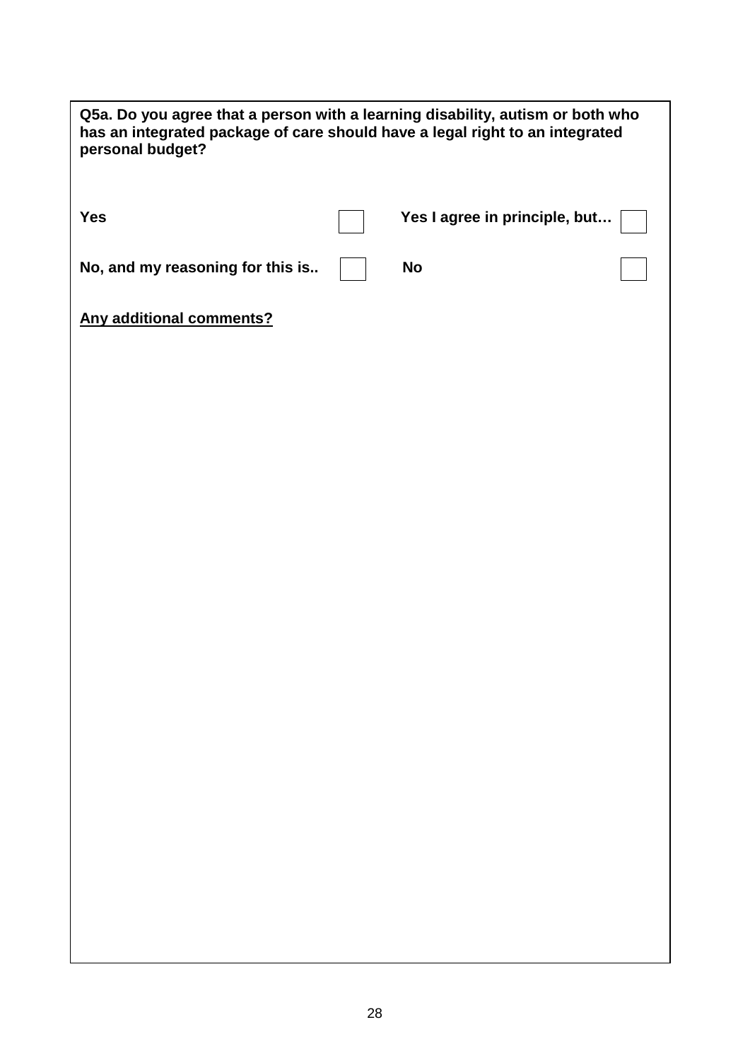**Q5a. Do you agree that a person with a learning disability, autism or both who has an integrated package of care should have a legal right to an integrated personal budget?**

**Yes** ☐ **Yes I agree in principle, but…** ☐

**No, and my reasoning for this is..** ☐ **No** ☐

**Any additional comments?**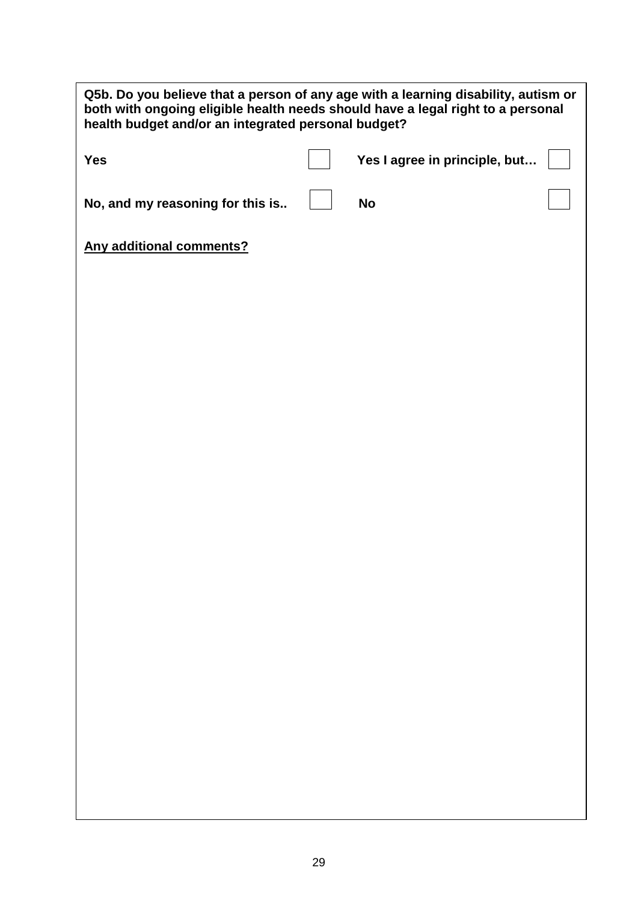**Q5b. Do you believe that a person of any age with a learning disability, autism or both with ongoing eligible health needs should have a legal right to a personal health budget and/or an integrated personal budget?**

| | | | |
|---|---|---|---|
| **Yes** | ☐ | **Yes I agree in principle, but…** | ☐ |
| **No, and my reasoning for this is..** | ☐ | **No** | ☐ |

**<u>Any additional comments?</u>**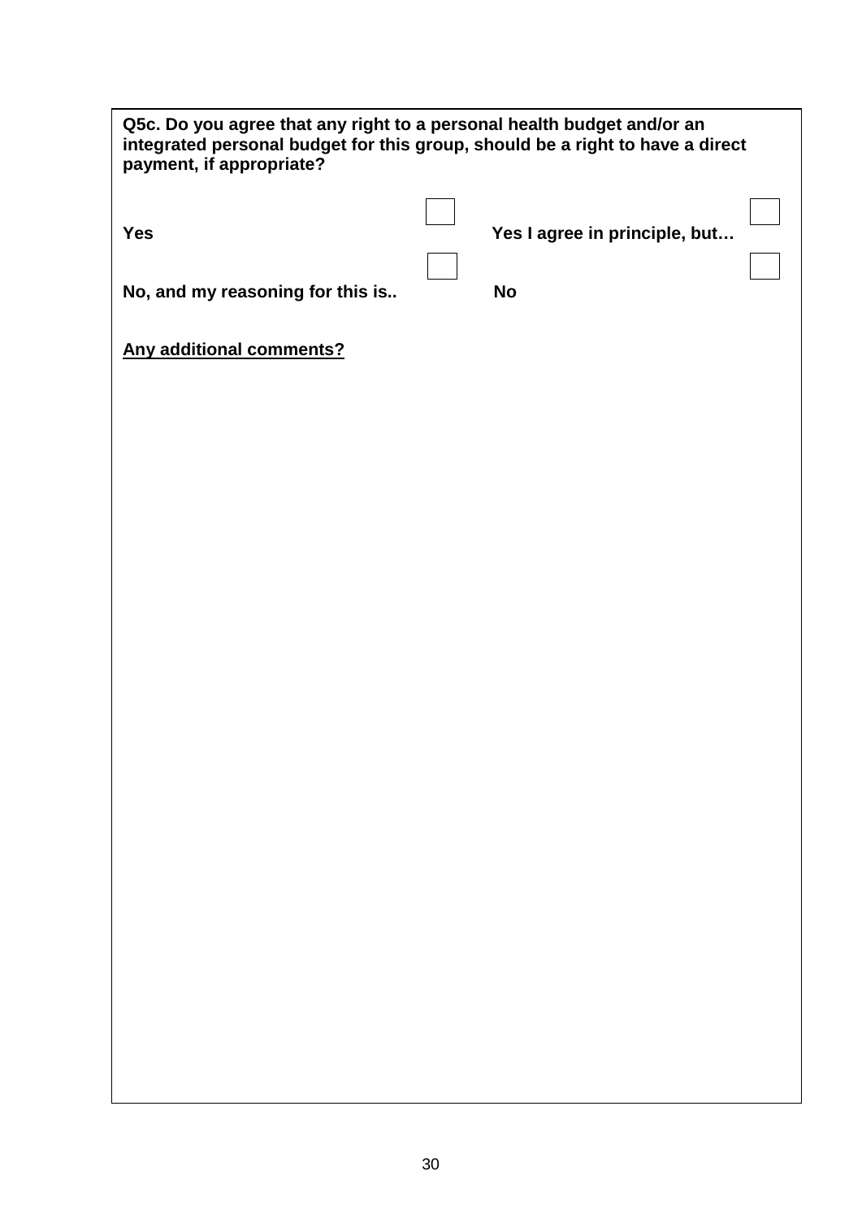**Q5c. Do you agree that any right to a personal health budget and/or an integrated personal budget for this group, should be a right to have a direct payment, if appropriate?**

| | | | |
|---|---|---|---|
| **Yes** | ☐ | **Yes I agree in principle, but…** | ☐ |
| **No, and my reasoning for this is..** | ☐ | **No** | ☐ |

**<u>Any additional comments?</u>**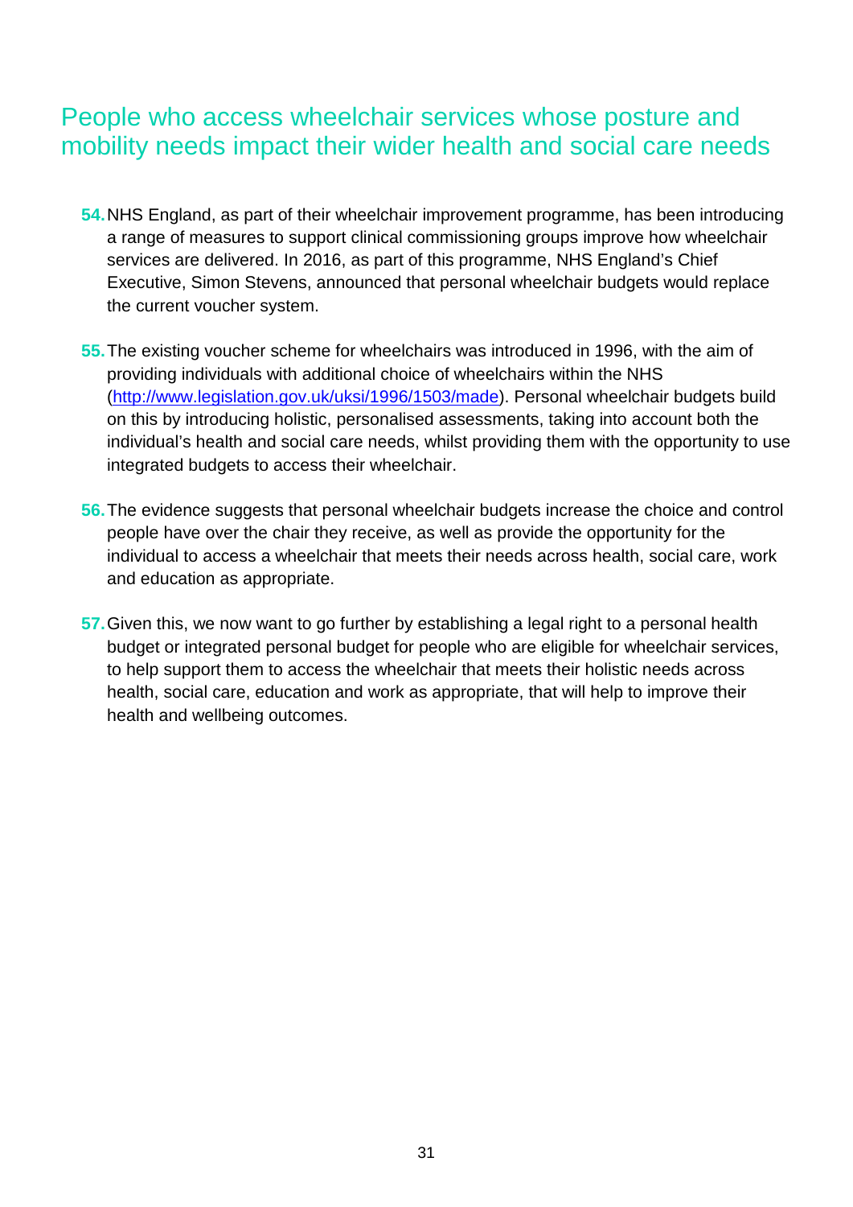## People who access wheelchair services whose posture and mobility needs impact their wider health and social care needs

**54.** NHS England, as part of their wheelchair improvement programme, has been introducing a range of measures to support clinical commissioning groups improve how wheelchair services are delivered. In 2016, as part of this programme, NHS England's Chief Executive, Simon Stevens, announced that personal wheelchair budgets would replace the current voucher system.

**55.** The existing voucher scheme for wheelchairs was introduced in 1996, with the aim of providing individuals with additional choice of wheelchairs within the NHS (http://www.legislation.gov.uk/uksi/1996/1503/made). Personal wheelchair budgets build on this by introducing holistic, personalised assessments, taking into account both the individual's health and social care needs, whilst providing them with the opportunity to use integrated budgets to access their wheelchair.

**56.** The evidence suggests that personal wheelchair budgets increase the choice and control people have over the chair they receive, as well as provide the opportunity for the individual to access a wheelchair that meets their needs across health, social care, work and education as appropriate.

**57.** Given this, we now want to go further by establishing a legal right to a personal health budget or integrated personal budget for people who are eligible for wheelchair services, to help support them to access the wheelchair that meets their holistic needs across health, social care, education and work as appropriate, that will help to improve their health and wellbeing outcomes.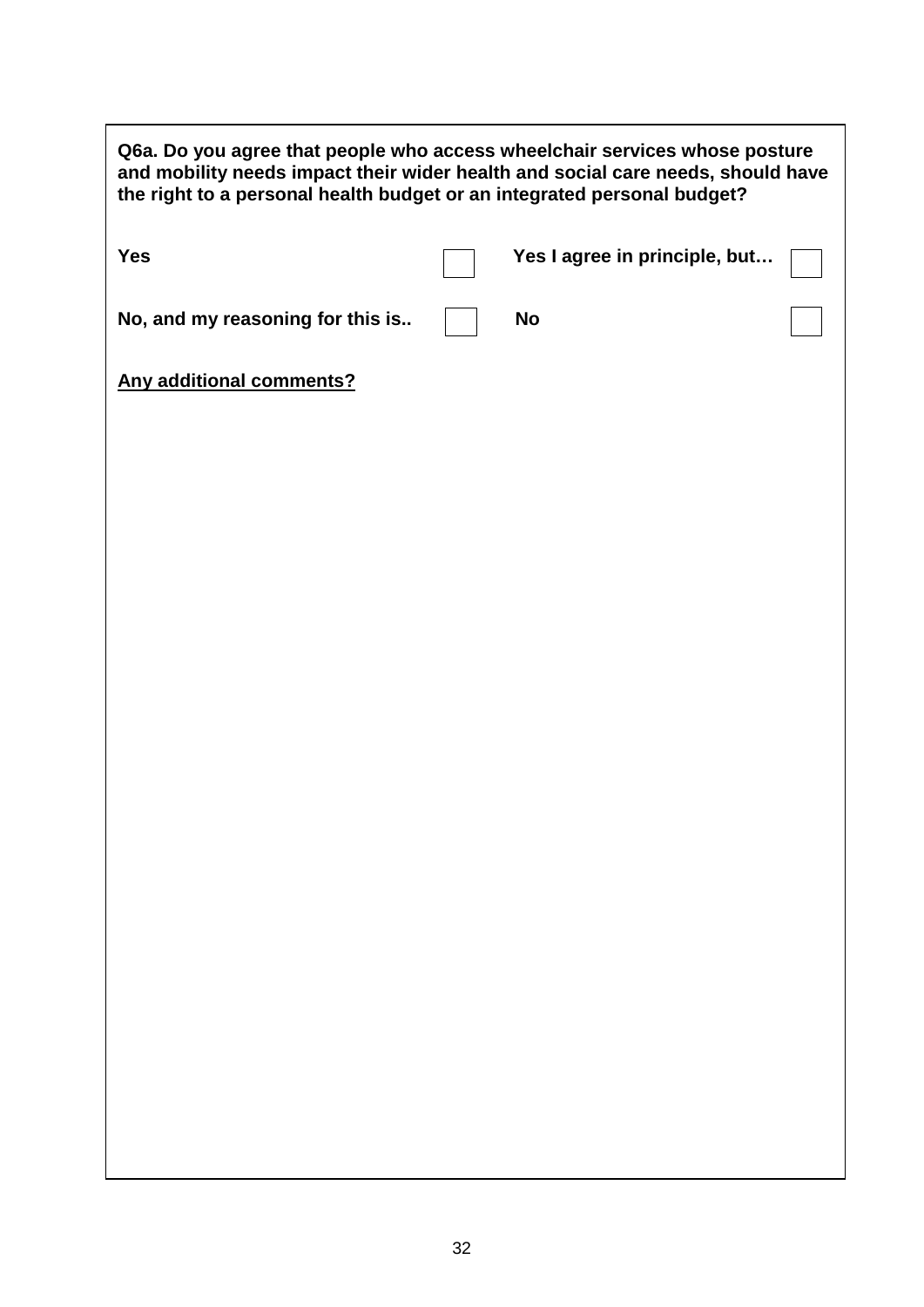**Q6a. Do you agree that people who access wheelchair services whose posture and mobility needs impact their wider health and social care needs, should have the right to a personal health budget or an integrated personal budget?**

| | | | |
|---|---|---|---|
| **Yes** | ☐ | **Yes I agree in principle, but…** | ☐ |
| **No, and my reasoning for this is..** | ☐ | **No** | ☐ |

**<u>Any additional comments?</u>**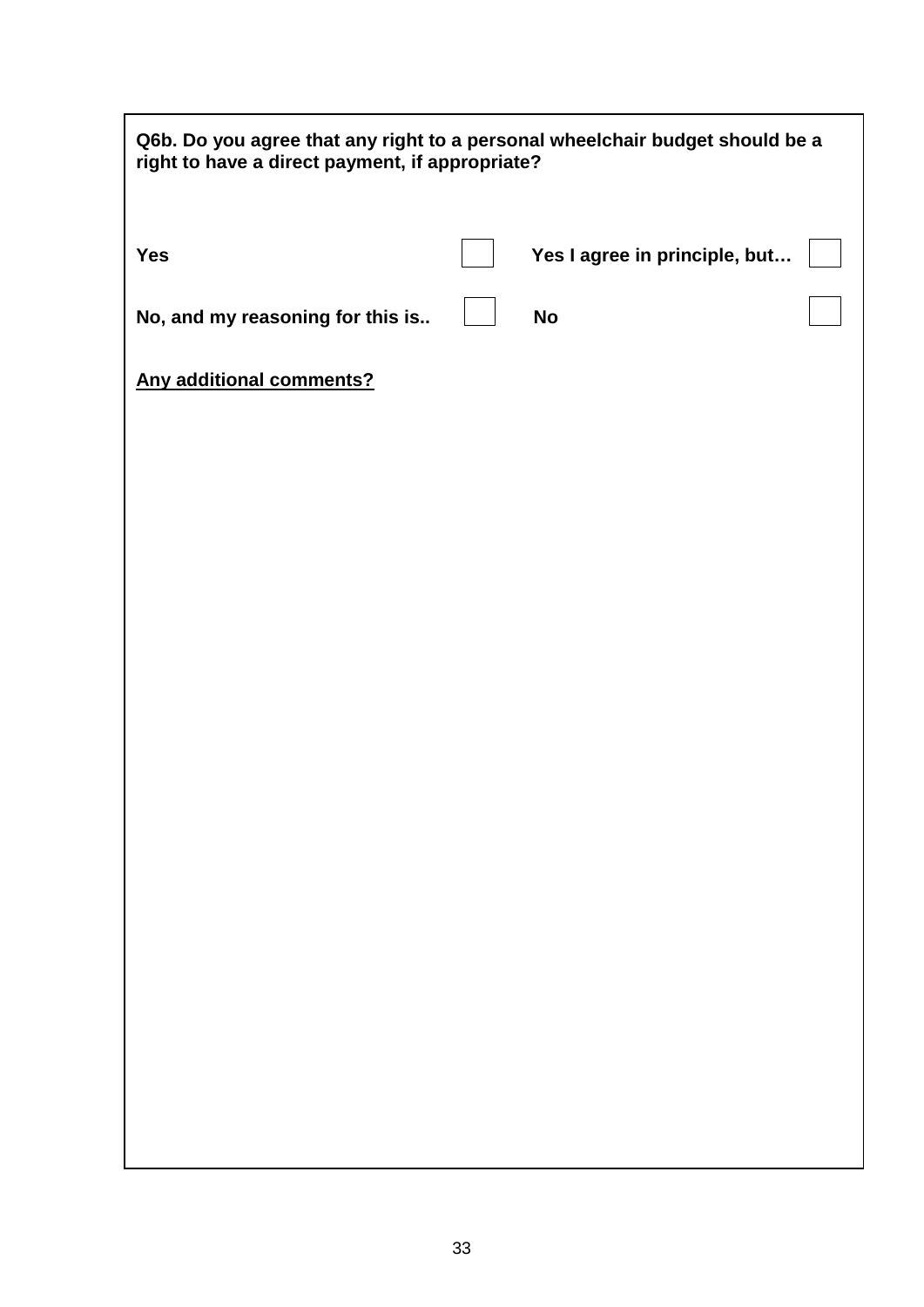**Q6b. Do you agree that any right to a personal wheelchair budget should be a right to have a direct payment, if appropriate?**

| | | | |
|---|---|---|---|
| **Yes** | ☐ | **Yes I agree in principle, but…** | ☐ |
| **No, and my reasoning for this is..** | ☐ | **No** | ☐ |

**Any additional comments?**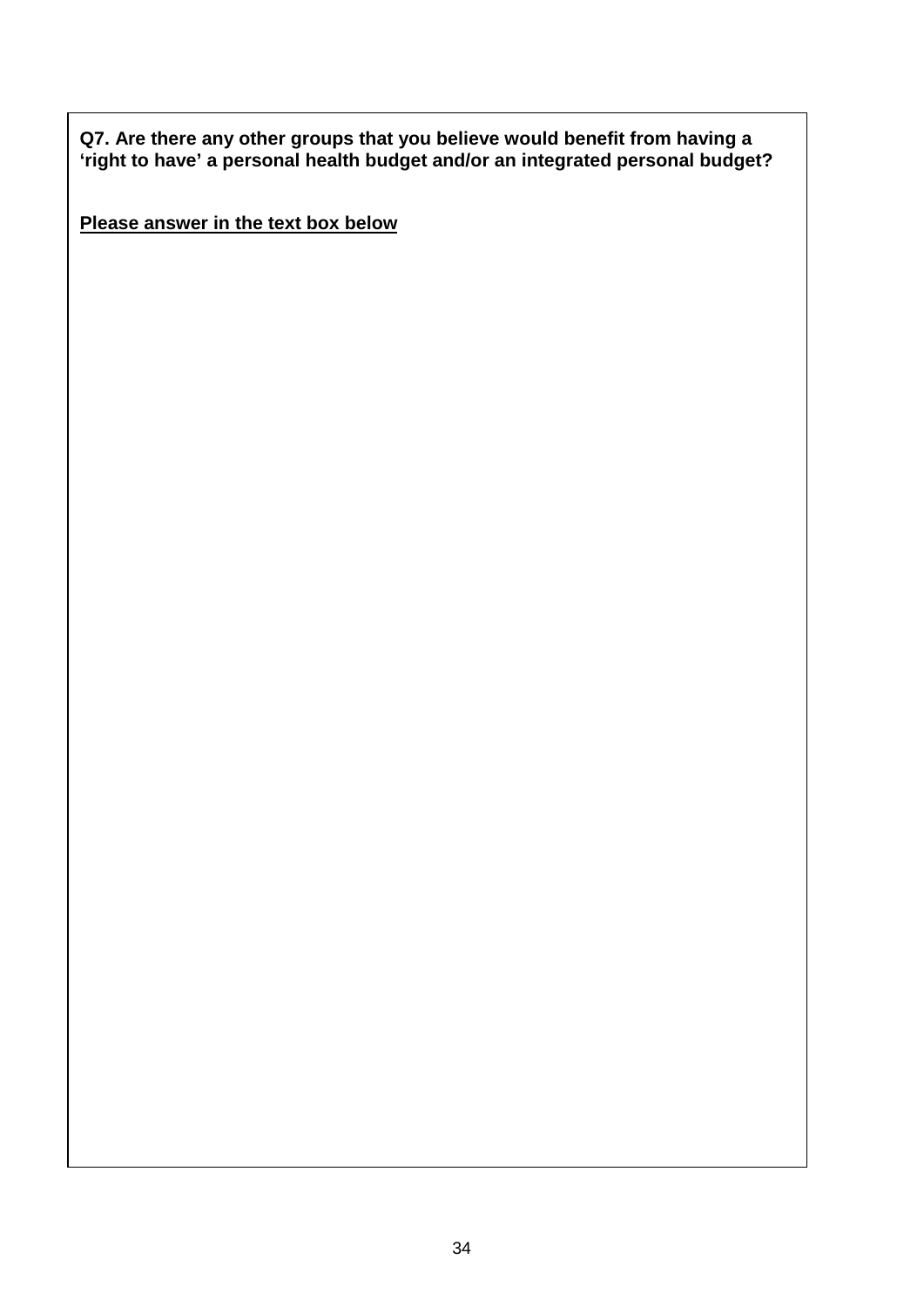**Q7. Are there any other groups that you believe would benefit from having a 'right to have' a personal health budget and/or an integrated personal budget?**

**Please answer in the text box below**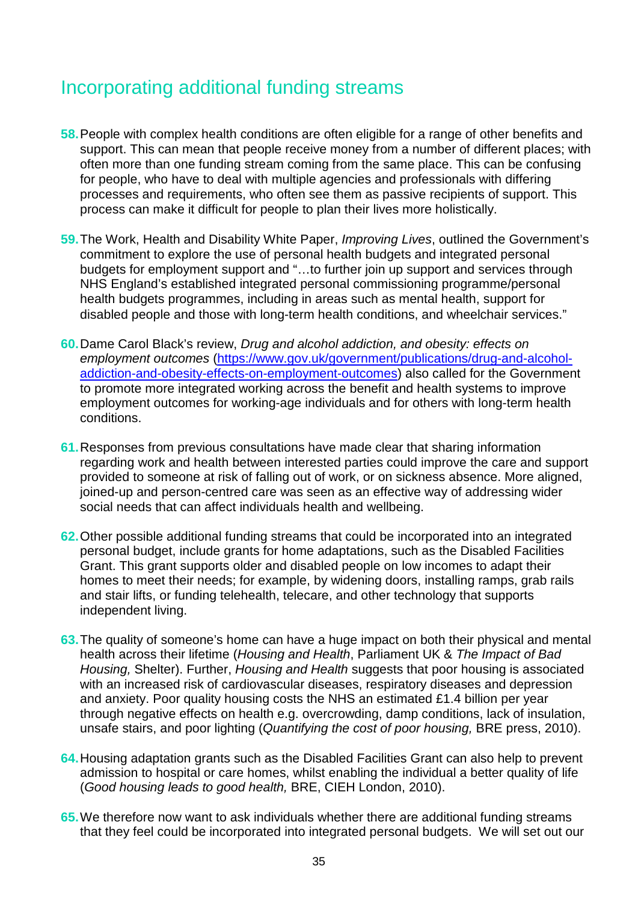## Incorporating additional funding streams

**58.** People with complex health conditions are often eligible for a range of other benefits and support. This can mean that people receive money from a number of different places; with often more than one funding stream coming from the same place. This can be confusing for people, who have to deal with multiple agencies and professionals with differing processes and requirements, who often see them as passive recipients of support. This process can make it difficult for people to plan their lives more holistically.

**59.** The Work, Health and Disability White Paper, *Improving Lives*, outlined the Government's commitment to explore the use of personal health budgets and integrated personal budgets for employment support and "…to further join up support and services through NHS England's established integrated personal commissioning programme/personal health budgets programmes, including in areas such as mental health, support for disabled people and those with long-term health conditions, and wheelchair services."

**60.** Dame Carol Black's review, *Drug and alcohol addiction, and obesity: effects on employment outcomes* ([https://www.gov.uk/government/publications/drug-and-alcohol-addiction-and-obesity-effects-on-employment-outcomes](https://www.gov.uk/government/publications/drug-and-alcohol-addiction-and-obesity-effects-on-employment-outcomes)) also called for the Government to promote more integrated working across the benefit and health systems to improve employment outcomes for working-age individuals and for others with long-term health conditions.

**61.** Responses from previous consultations have made clear that sharing information regarding work and health between interested parties could improve the care and support provided to someone at risk of falling out of work, or on sickness absence. More aligned, joined-up and person-centred care was seen as an effective way of addressing wider social needs that can affect individuals health and wellbeing.

**62.** Other possible additional funding streams that could be incorporated into an integrated personal budget, include grants for home adaptations, such as the Disabled Facilities Grant. This grant supports older and disabled people on low incomes to adapt their homes to meet their needs; for example, by widening doors, installing ramps, grab rails and stair lifts, or funding telehealth, telecare, and other technology that supports independent living.

**63.** The quality of someone's home can have a huge impact on both their physical and mental health across their lifetime (*Housing and Health*, Parliament UK & *The Impact of Bad Housing,* Shelter). Further, *Housing and Health* suggests that poor housing is associated with an increased risk of cardiovascular diseases, respiratory diseases and depression and anxiety. Poor quality housing costs the NHS an estimated £1.4 billion per year through negative effects on health e.g. overcrowding, damp conditions, lack of insulation, unsafe stairs, and poor lighting (*Quantifying the cost of poor housing,* BRE press, 2010).

**64.** Housing adaptation grants such as the Disabled Facilities Grant can also help to prevent admission to hospital or care homes, whilst enabling the individual a better quality of life (*Good housing leads to good health,* BRE, CIEH London, 2010).

**65.** We therefore now want to ask individuals whether there are additional funding streams that they feel could be incorporated into integrated personal budgets. We will set out our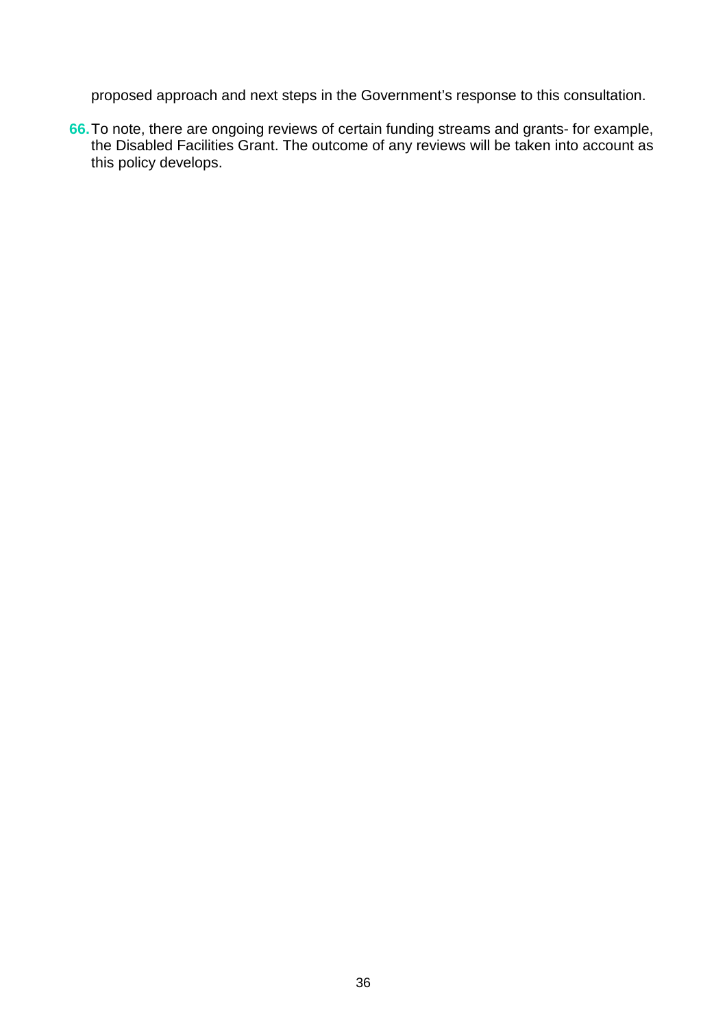proposed approach and next steps in the Government's response to this consultation.

66. To note, there are ongoing reviews of certain funding streams and grants- for example, the Disabled Facilities Grant. The outcome of any reviews will be taken into account as this policy develops.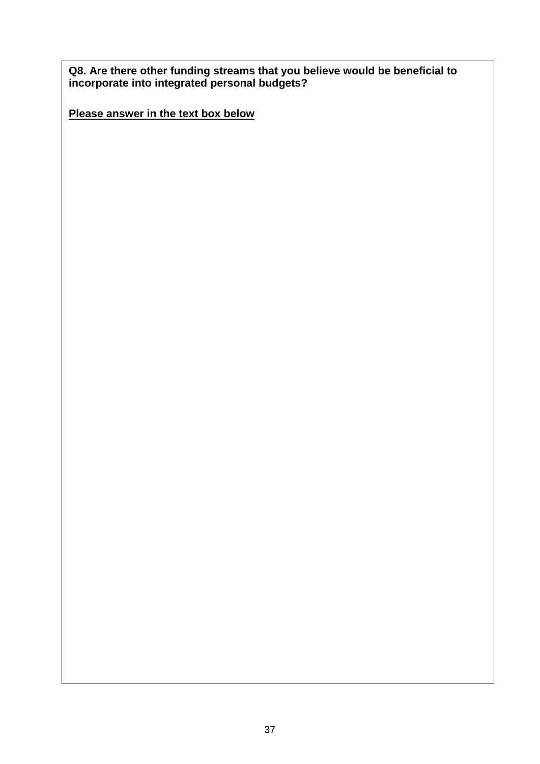**Q8. Are there other funding streams that you believe would be beneficial to incorporate into integrated personal budgets?**

**<u>Please answer in the text box below</u>**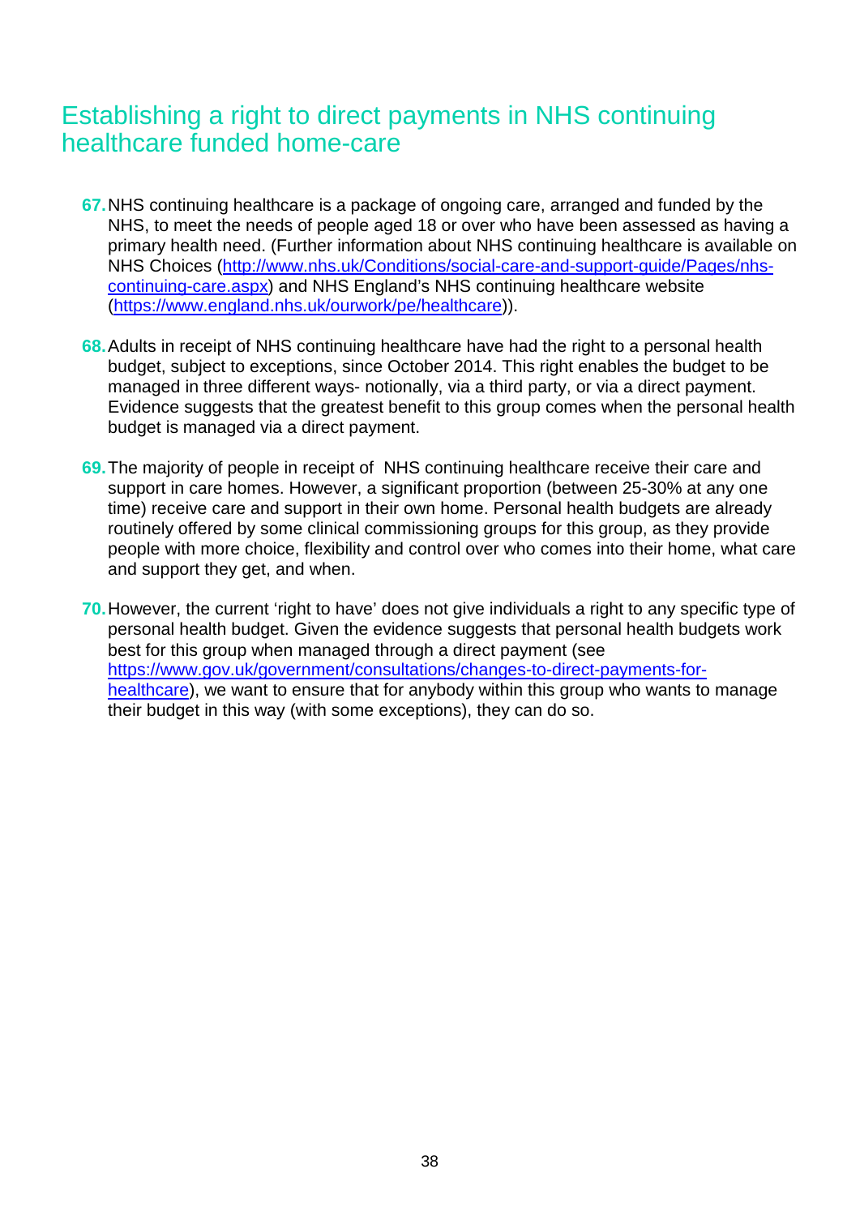## Establishing a right to direct payments in NHS continuing healthcare funded home-care

67. NHS continuing healthcare is a package of ongoing care, arranged and funded by the NHS, to meet the needs of people aged 18 or over who have been assessed as having a primary health need. (Further information about NHS continuing healthcare is available on NHS Choices (http://www.nhs.uk/Conditions/social-care-and-support-guide/Pages/nhs-continuing-care.aspx) and NHS England's NHS continuing healthcare website (https://www.england.nhs.uk/ourwork/pe/healthcare)).

68. Adults in receipt of NHS continuing healthcare have had the right to a personal health budget, subject to exceptions, since October 2014. This right enables the budget to be managed in three different ways- notionally, via a third party, or via a direct payment. Evidence suggests that the greatest benefit to this group comes when the personal health budget is managed via a direct payment.

69. The majority of people in receipt of NHS continuing healthcare receive their care and support in care homes. However, a significant proportion (between 25-30% at any one time) receive care and support in their own home. Personal health budgets are already routinely offered by some clinical commissioning groups for this group, as they provide people with more choice, flexibility and control over who comes into their home, what care and support they get, and when.

70. However, the current 'right to have' does not give individuals a right to any specific type of personal health budget. Given the evidence suggests that personal health budgets work best for this group when managed through a direct payment (see https://www.gov.uk/government/consultations/changes-to-direct-payments-for-healthcare), we want to ensure that for anybody within this group who wants to manage their budget in this way (with some exceptions), they can do so.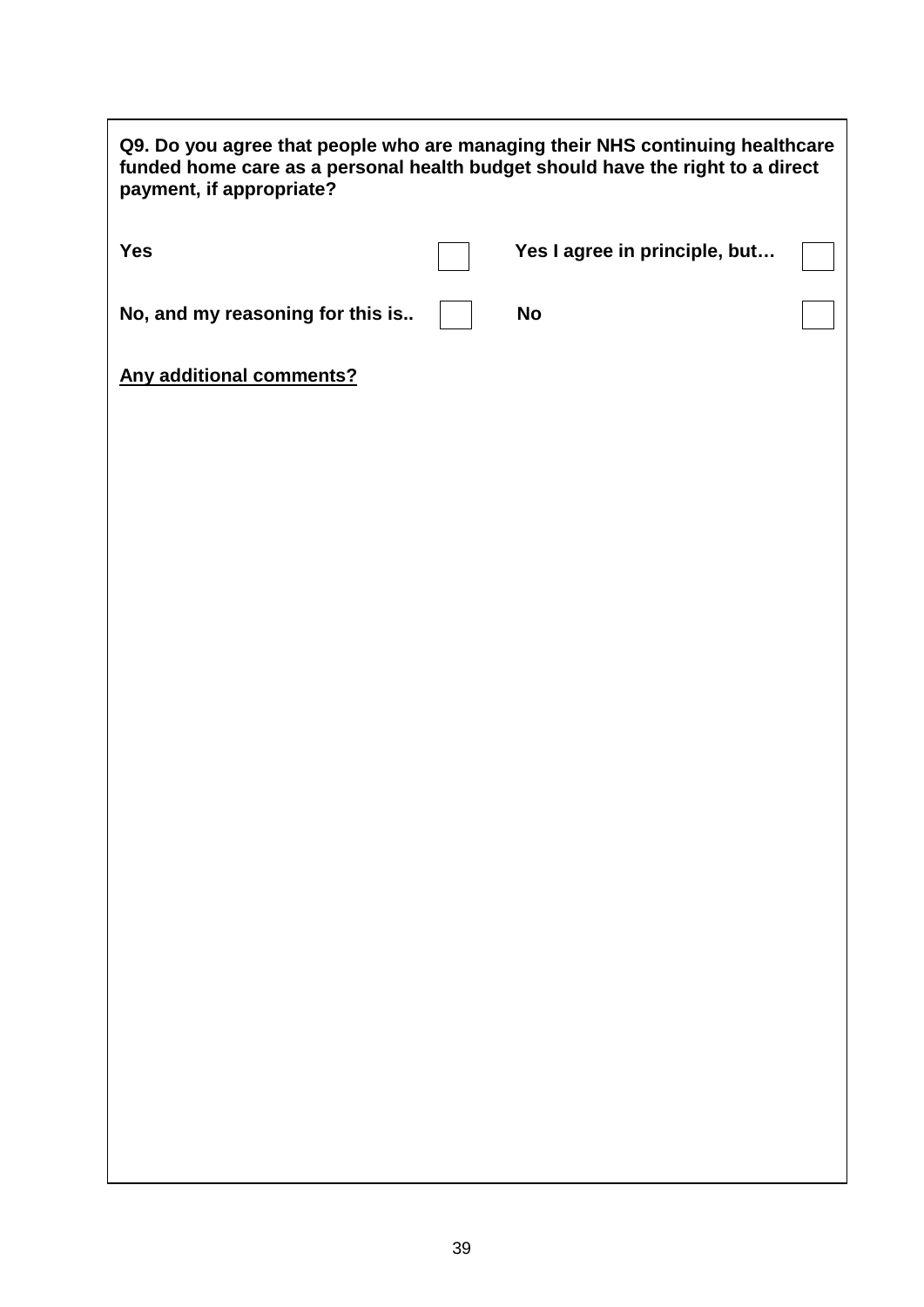**Q9. Do you agree that people who are managing their NHS continuing healthcare funded home care as a personal health budget should have the right to a direct payment, if appropriate?**

| | | | |
|---|---|---|---|
| **Yes** | ☐ | **Yes I agree in principle, but…** | ☐ |
| **No, and my reasoning for this is..** | ☐ | **No** | ☐ |

**Any additional comments?**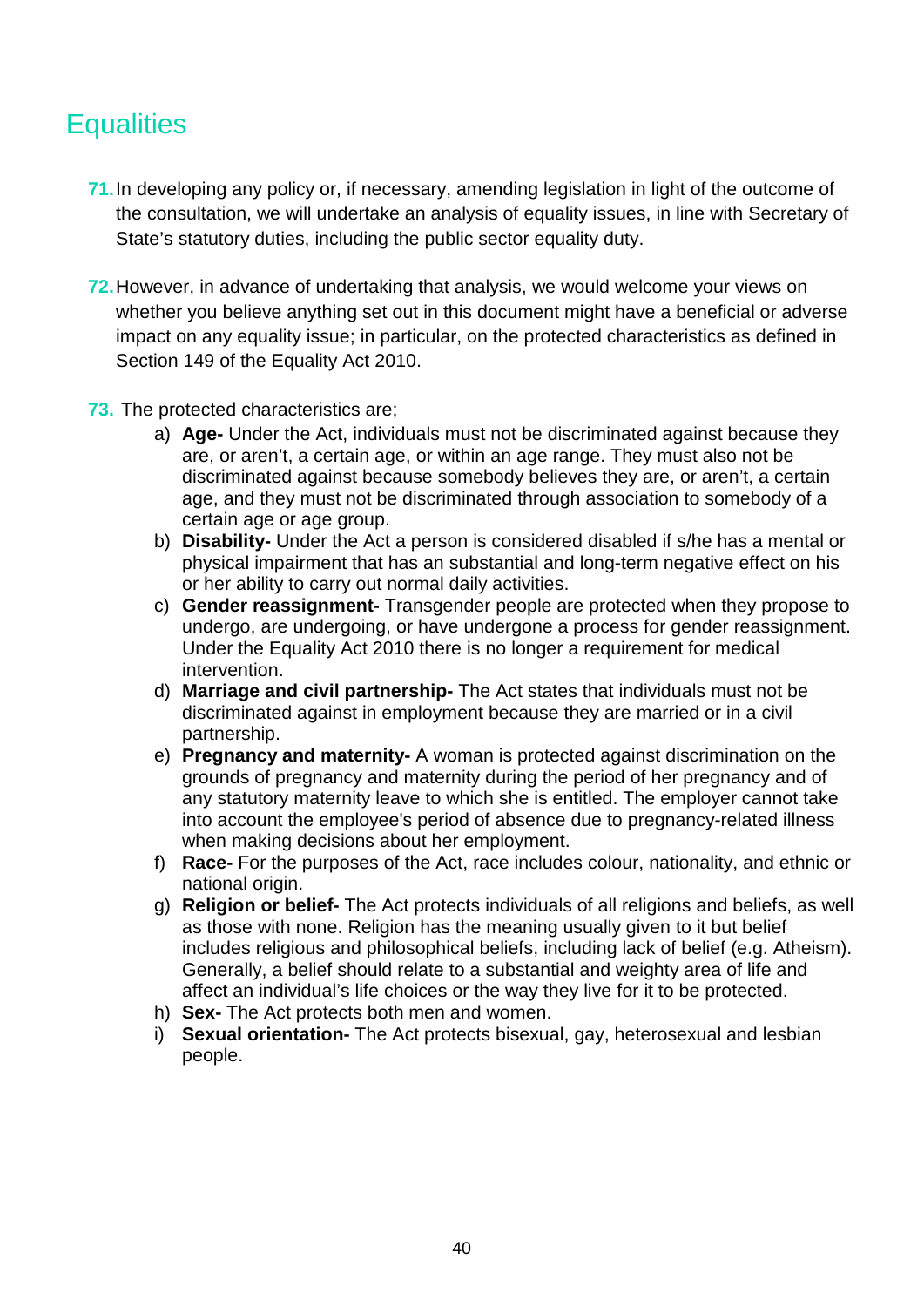## Equalities

71. In developing any policy or, if necessary, amending legislation in light of the outcome of the consultation, we will undertake an analysis of equality issues, in line with Secretary of State's statutory duties, including the public sector equality duty.

72. However, in advance of undertaking that analysis, we would welcome your views on whether you believe anything set out in this document might have a beneficial or adverse impact on any equality issue; in particular, on the protected characteristics as defined in Section 149 of the Equality Act 2010.

73. The protected characteristics are;

   a) **Age-** Under the Act, individuals must not be discriminated against because they are, or aren't, a certain age, or within an age range. They must also not be discriminated against because somebody believes they are, or aren't, a certain age, and they must not be discriminated through association to somebody of a certain age or age group.
   b) **Disability-** Under the Act a person is considered disabled if s/he has a mental or physical impairment that has an substantial and long-term negative effect on his or her ability to carry out normal daily activities.
   c) **Gender reassignment-** Transgender people are protected when they propose to undergo, are undergoing, or have undergone a process for gender reassignment. Under the Equality Act 2010 there is no longer a requirement for medical intervention.
   d) **Marriage and civil partnership-** The Act states that individuals must not be discriminated against in employment because they are married or in a civil partnership.
   e) **Pregnancy and maternity-** A woman is protected against discrimination on the grounds of pregnancy and maternity during the period of her pregnancy and of any statutory maternity leave to which she is entitled. The employer cannot take into account the employee's period of absence due to pregnancy-related illness when making decisions about her employment.
   f) **Race-** For the purposes of the Act, race includes colour, nationality, and ethnic or national origin.
   g) **Religion or belief-** The Act protects individuals of all religions and beliefs, as well as those with none. Religion has the meaning usually given to it but belief includes religious and philosophical beliefs, including lack of belief (e.g. Atheism). Generally, a belief should relate to a substantial and weighty area of life and affect an individual's life choices or the way they live for it to be protected.
   h) **Sex-** The Act protects both men and women.
   i) **Sexual orientation-** The Act protects bisexual, gay, heterosexual and lesbian people.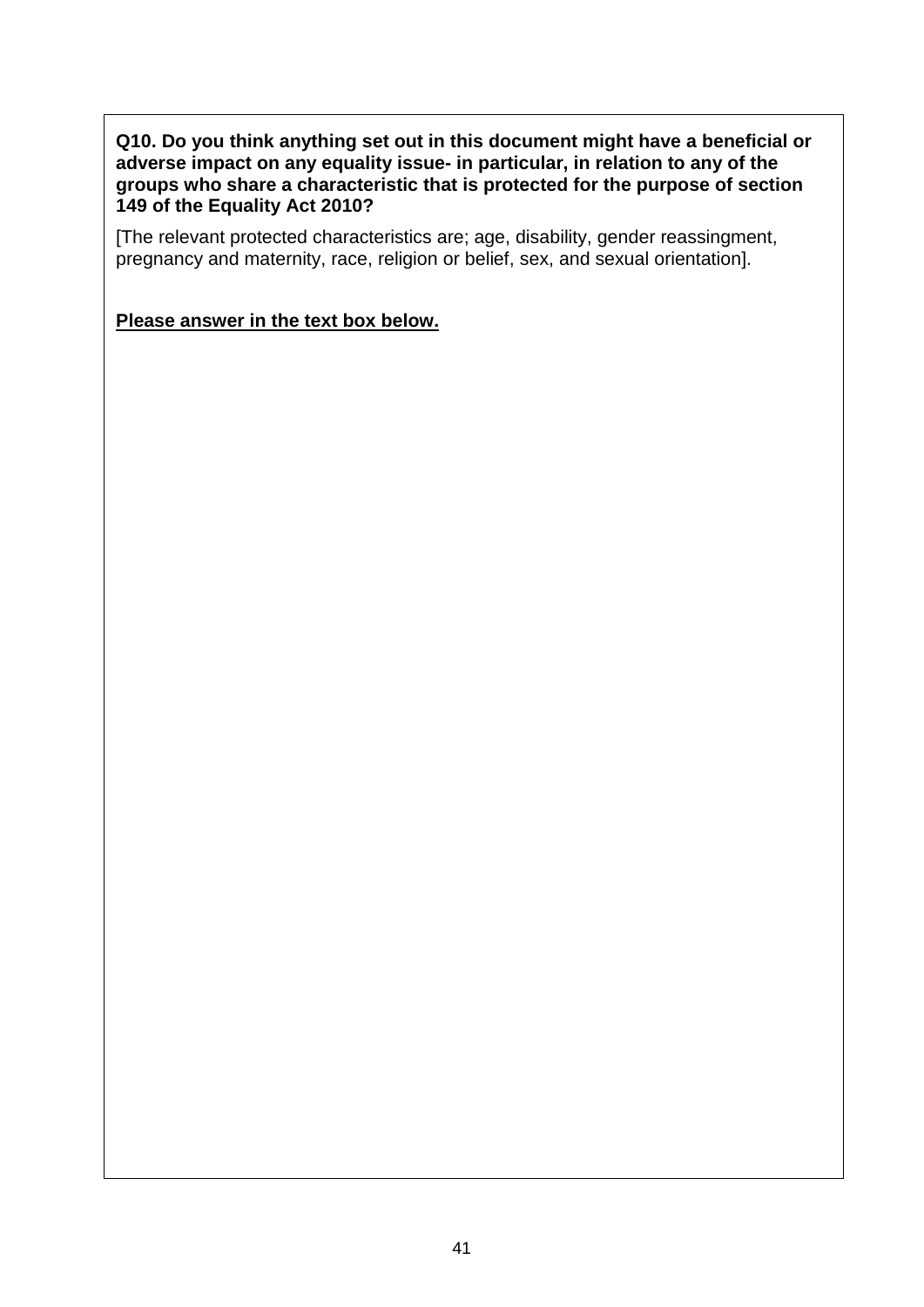**Q10. Do you think anything set out in this document might have a beneficial or adverse impact on any equality issue- in particular, in relation to any of the groups who share a characteristic that is protected for the purpose of section 149 of the Equality Act 2010?**

[The relevant protected characteristics are; age, disability, gender reassingment, pregnancy and maternity, race, religion or belief, sex, and sexual orientation].

**Please answer in the text box below.**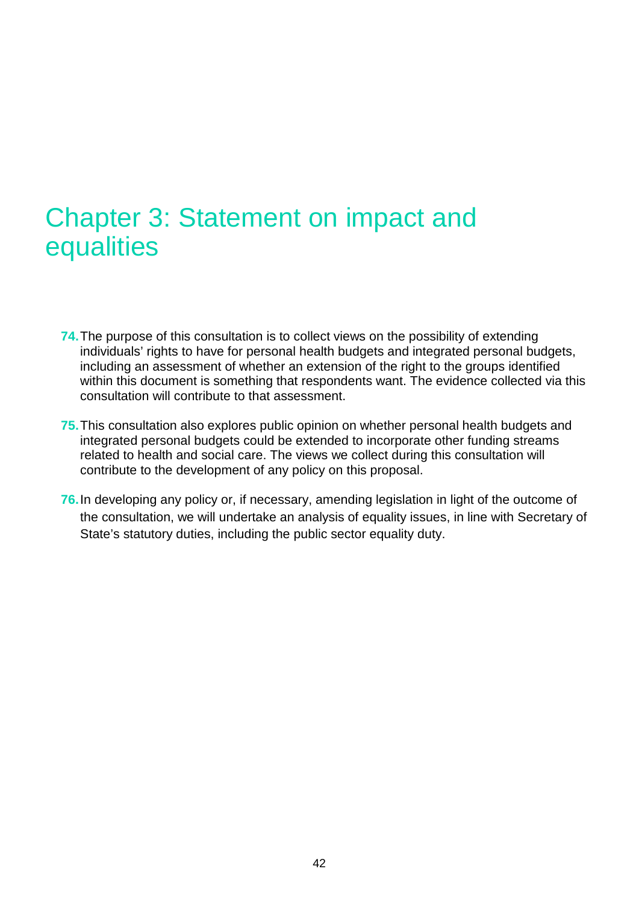# Chapter 3: Statement on impact and equalities

**74.** The purpose of this consultation is to collect views on the possibility of extending individuals' rights to have for personal health budgets and integrated personal budgets, including an assessment of whether an extension of the right to the groups identified within this document is something that respondents want. The evidence collected via this consultation will contribute to that assessment.

**75.** This consultation also explores public opinion on whether personal health budgets and integrated personal budgets could be extended to incorporate other funding streams related to health and social care. The views we collect during this consultation will contribute to the development of any policy on this proposal.

**76.** In developing any policy or, if necessary, amending legislation in light of the outcome of the consultation, we will undertake an analysis of equality issues, in line with Secretary of State's statutory duties, including the public sector equality duty.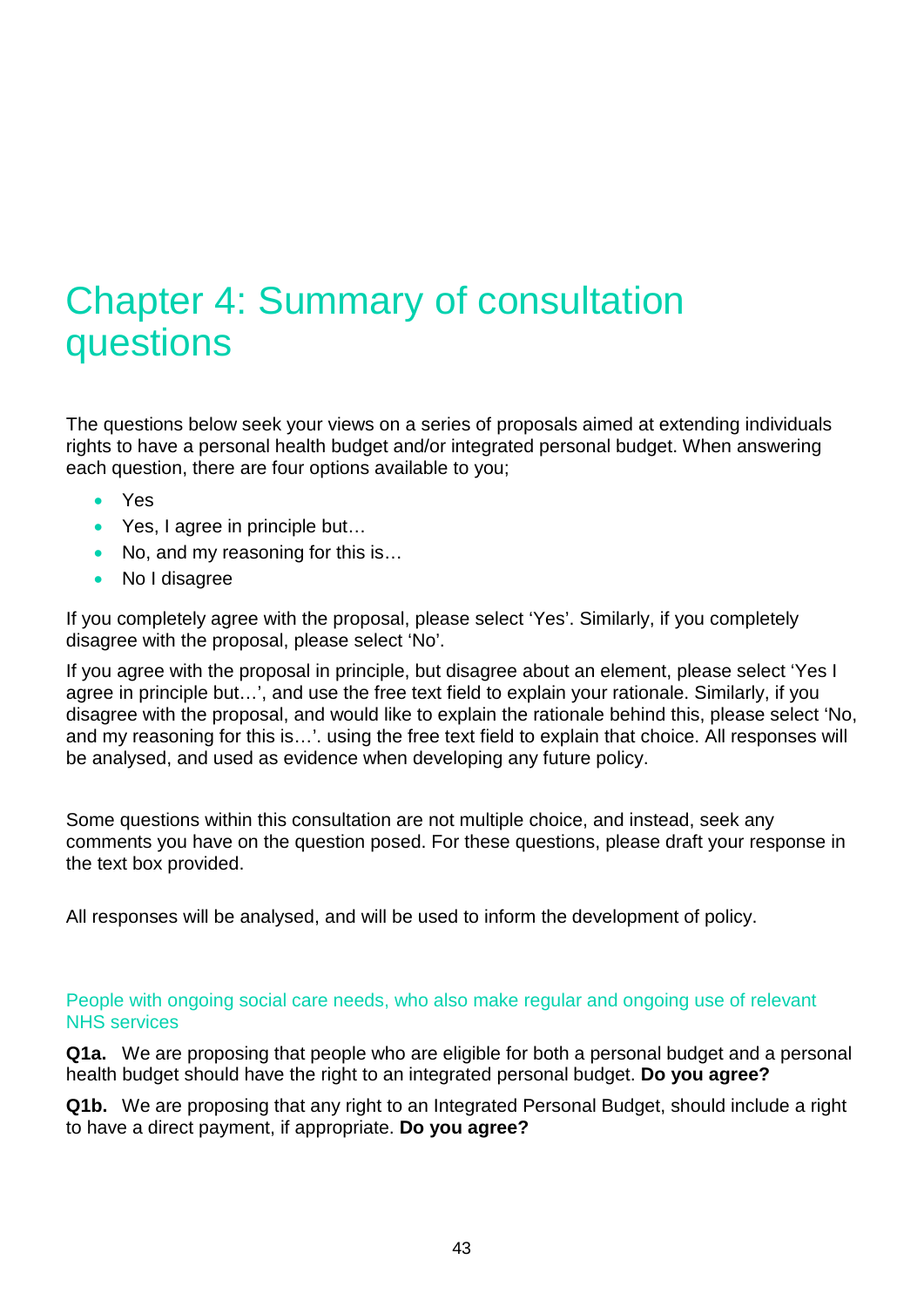# Chapter 4: Summary of consultation questions

The questions below seek your views on a series of proposals aimed at extending individuals rights to have a personal health budget and/or integrated personal budget. When answering each question, there are four options available to you;

- Yes
- Yes, I agree in principle but…
- No, and my reasoning for this is…
- No I disagree

If you completely agree with the proposal, please select 'Yes'. Similarly, if you completely disagree with the proposal, please select 'No'.

If you agree with the proposal in principle, but disagree about an element, please select 'Yes I agree in principle but…', and use the free text field to explain your rationale. Similarly, if you disagree with the proposal, and would like to explain the rationale behind this, please select 'No, and my reasoning for this is…'. using the free text field to explain that choice. All responses will be analysed, and used as evidence when developing any future policy.

Some questions within this consultation are not multiple choice, and instead, seek any comments you have on the question posed. For these questions, please draft your response in the text box provided.

All responses will be analysed, and will be used to inform the development of policy.

### People with ongoing social care needs, who also make regular and ongoing use of relevant NHS services

**Q1a.** We are proposing that people who are eligible for both a personal budget and a personal health budget should have the right to an integrated personal budget. **Do you agree?**

**Q1b.** We are proposing that any right to an Integrated Personal Budget, should include a right to have a direct payment, if appropriate. **Do you agree?**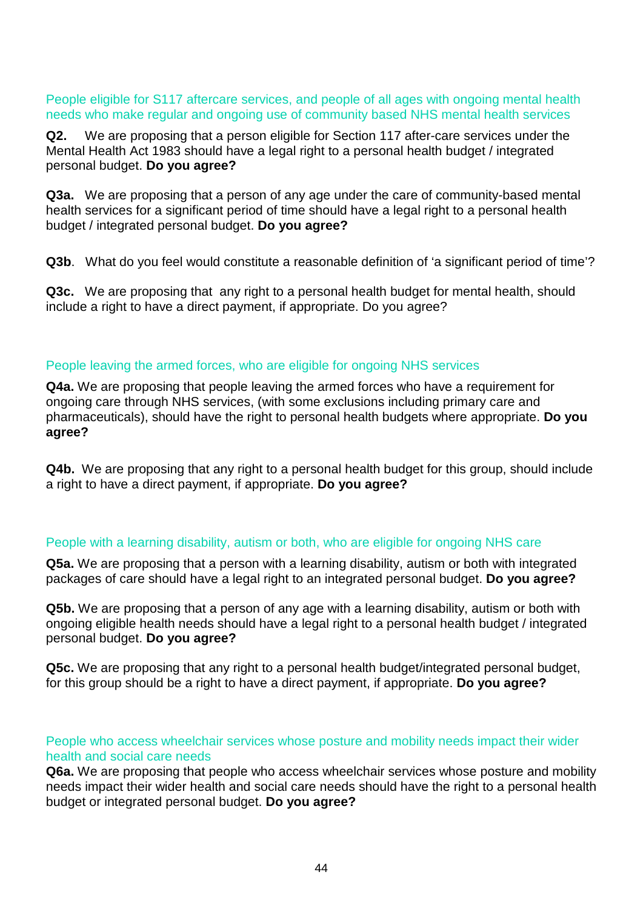### People eligible for S117 aftercare services, and people of all ages with ongoing mental health needs who make regular and ongoing use of community based NHS mental health services

**Q2.** We are proposing that a person eligible for Section 117 after-care services under the Mental Health Act 1983 should have a legal right to a personal health budget / integrated personal budget. **Do you agree?**

**Q3a.** We are proposing that a person of any age under the care of community-based mental health services for a significant period of time should have a legal right to a personal health budget / integrated personal budget. **Do you agree?**

**Q3b**. What do you feel would constitute a reasonable definition of 'a significant period of time'?

**Q3c.** We are proposing that any right to a personal health budget for mental health, should include a right to have a direct payment, if appropriate. Do you agree?

### People leaving the armed forces, who are eligible for ongoing NHS services

**Q4a.** We are proposing that people leaving the armed forces who have a requirement for ongoing care through NHS services, (with some exclusions including primary care and pharmaceuticals), should have the right to personal health budgets where appropriate. **Do you agree?**

**Q4b.** We are proposing that any right to a personal health budget for this group, should include a right to have a direct payment, if appropriate. **Do you agree?**

### People with a learning disability, autism or both, who are eligible for ongoing NHS care

**Q5a.** We are proposing that a person with a learning disability, autism or both with integrated packages of care should have a legal right to an integrated personal budget. **Do you agree?**

**Q5b.** We are proposing that a person of any age with a learning disability, autism or both with ongoing eligible health needs should have a legal right to a personal health budget / integrated personal budget. **Do you agree?**

**Q5c.** We are proposing that any right to a personal health budget/integrated personal budget, for this group should be a right to have a direct payment, if appropriate. **Do you agree?**

### People who access wheelchair services whose posture and mobility needs impact their wider health and social care needs

**Q6a.** We are proposing that people who access wheelchair services whose posture and mobility needs impact their wider health and social care needs should have the right to a personal health budget or integrated personal budget. **Do you agree?**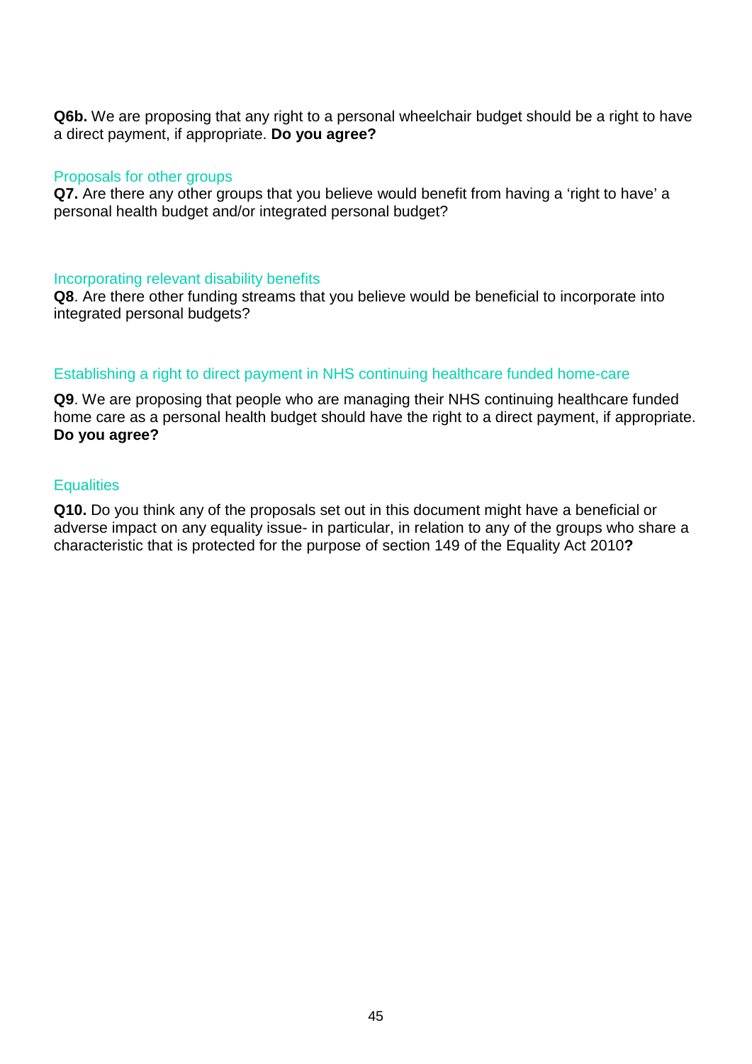**Q6b.** We are proposing that any right to a personal wheelchair budget should be a right to have a direct payment, if appropriate. **Do you agree?**

### Proposals for other groups

**Q7.** Are there any other groups that you believe would benefit from having a 'right to have' a personal health budget and/or integrated personal budget?

### Incorporating relevant disability benefits

**Q8**. Are there other funding streams that you believe would be beneficial to incorporate into integrated personal budgets?

### Establishing a right to direct payment in NHS continuing healthcare funded home-care

**Q9**. We are proposing that people who are managing their NHS continuing healthcare funded home care as a personal health budget should have the right to a direct payment, if appropriate. **Do you agree?**

### Equalities

**Q10.** Do you think any of the proposals set out in this document might have a beneficial or adverse impact on any equality issue- in particular, in relation to any of the groups who share a characteristic that is protected for the purpose of section 149 of the Equality Act 2010**?**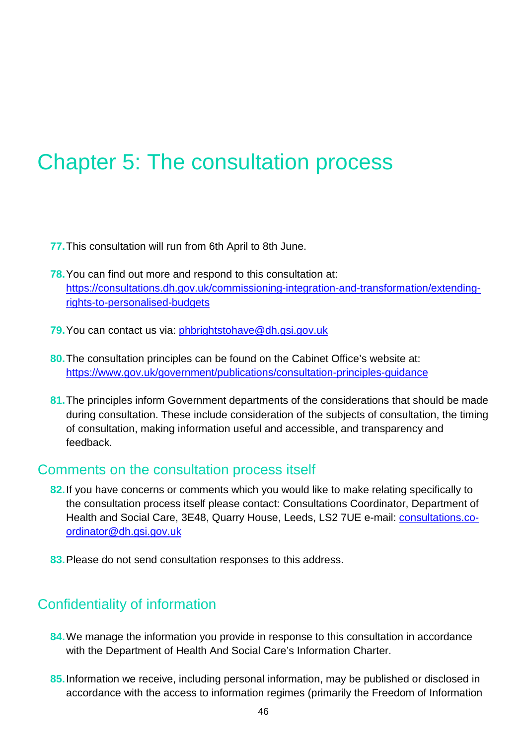# Chapter 5: The consultation process

77. This consultation will run from 6th April to 8th June.

78. You can find out more and respond to this consultation at: https://consultations.dh.gov.uk/commissioning-integration-and-transformation/extending-rights-to-personalised-budgets

79. You can contact us via: phbrightstohave@dh.gsi.gov.uk

80. The consultation principles can be found on the Cabinet Office's website at: https://www.gov.uk/government/publications/consultation-principles-guidance

81. The principles inform Government departments of the considerations that should be made during consultation. These include consideration of the subjects of consultation, the timing of consultation, making information useful and accessible, and transparency and feedback.

## Comments on the consultation process itself

82. If you have concerns or comments which you would like to make relating specifically to the consultation process itself please contact: Consultations Coordinator, Department of Health and Social Care, 3E48, Quarry House, Leeds, LS2 7UE e-mail: consultations.co-ordinator@dh.gsi.gov.uk

83. Please do not send consultation responses to this address.

## Confidentiality of information

84. We manage the information you provide in response to this consultation in accordance with the Department of Health And Social Care's Information Charter.

85. Information we receive, including personal information, may be published or disclosed in accordance with the access to information regimes (primarily the Freedom of Information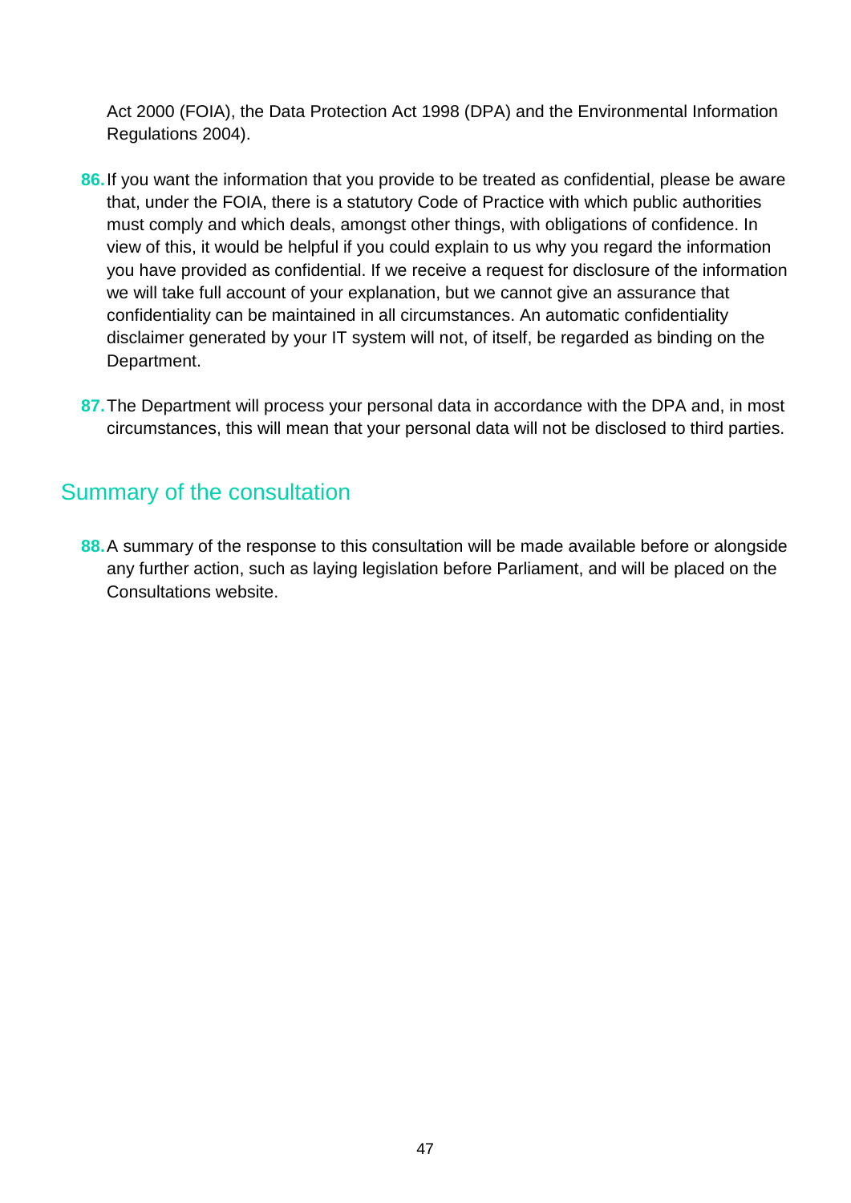Act 2000 (FOIA), the Data Protection Act 1998 (DPA) and the Environmental Information Regulations 2004).

**86.** If you want the information that you provide to be treated as confidential, please be aware that, under the FOIA, there is a statutory Code of Practice with which public authorities must comply and which deals, amongst other things, with obligations of confidence. In view of this, it would be helpful if you could explain to us why you regard the information you have provided as confidential. If we receive a request for disclosure of the information we will take full account of your explanation, but we cannot give an assurance that confidentiality can be maintained in all circumstances. An automatic confidentiality disclaimer generated by your IT system will not, of itself, be regarded as binding on the Department.

**87.** The Department will process your personal data in accordance with the DPA and, in most circumstances, this will mean that your personal data will not be disclosed to third parties.

## Summary of the consultation

**88.** A summary of the response to this consultation will be made available before or alongside any further action, such as laying legislation before Parliament, and will be placed on the Consultations website.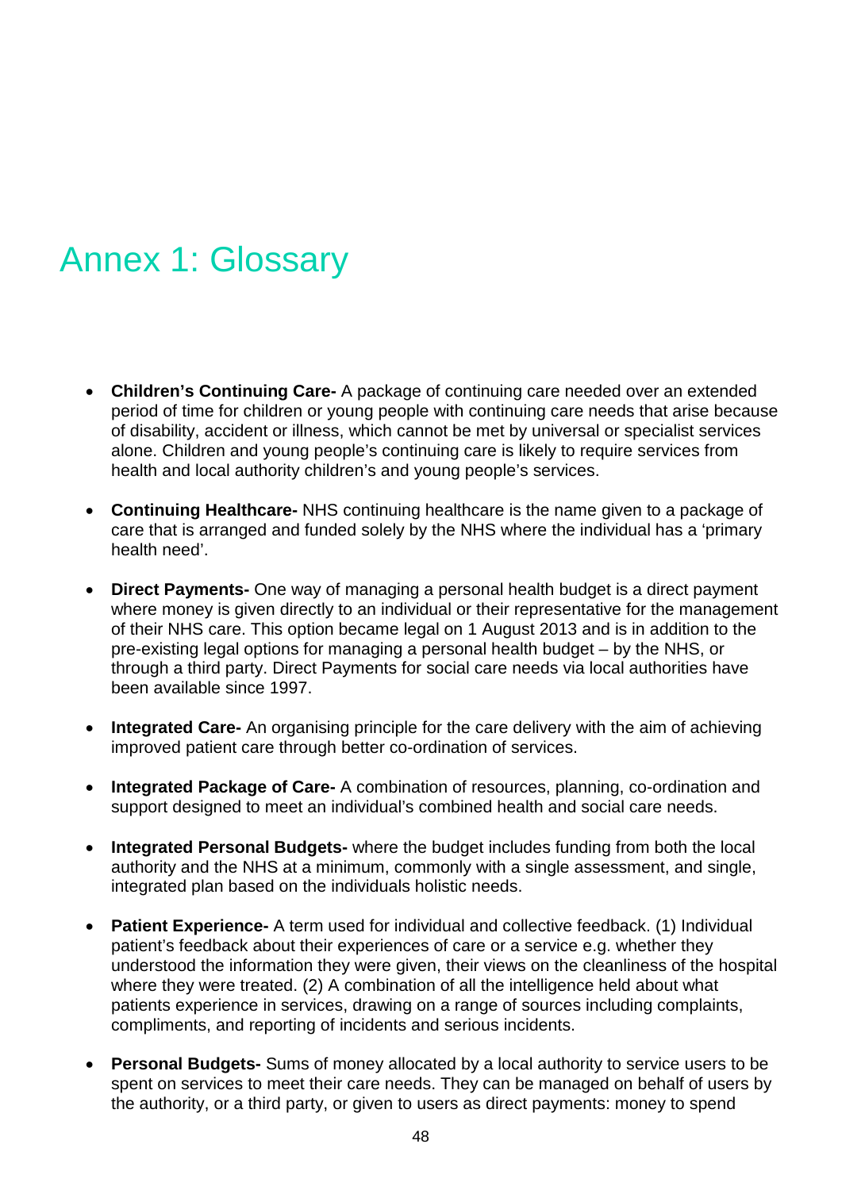# Annex 1: Glossary

- **Children's Continuing Care-** A package of continuing care needed over an extended period of time for children or young people with continuing care needs that arise because of disability, accident or illness, which cannot be met by universal or specialist services alone. Children and young people's continuing care is likely to require services from health and local authority children's and young people's services.

- **Continuing Healthcare-** NHS continuing healthcare is the name given to a package of care that is arranged and funded solely by the NHS where the individual has a 'primary health need'.

- **Direct Payments-** One way of managing a personal health budget is a direct payment where money is given directly to an individual or their representative for the management of their NHS care. This option became legal on 1 August 2013 and is in addition to the pre-existing legal options for managing a personal health budget – by the NHS, or through a third party. Direct Payments for social care needs via local authorities have been available since 1997.

- **Integrated Care-** An organising principle for the care delivery with the aim of achieving improved patient care through better co-ordination of services.

- **Integrated Package of Care-** A combination of resources, planning, co-ordination and support designed to meet an individual's combined health and social care needs.

- **Integrated Personal Budgets-** where the budget includes funding from both the local authority and the NHS at a minimum, commonly with a single assessment, and single, integrated plan based on the individuals holistic needs.

- **Patient Experience-** A term used for individual and collective feedback. (1) Individual patient's feedback about their experiences of care or a service e.g. whether they understood the information they were given, their views on the cleanliness of the hospital where they were treated. (2) A combination of all the intelligence held about what patients experience in services, drawing on a range of sources including complaints, compliments, and reporting of incidents and serious incidents.

- **Personal Budgets-** Sums of money allocated by a local authority to service users to be spent on services to meet their care needs. They can be managed on behalf of users by the authority, or a third party, or given to users as direct payments: money to spend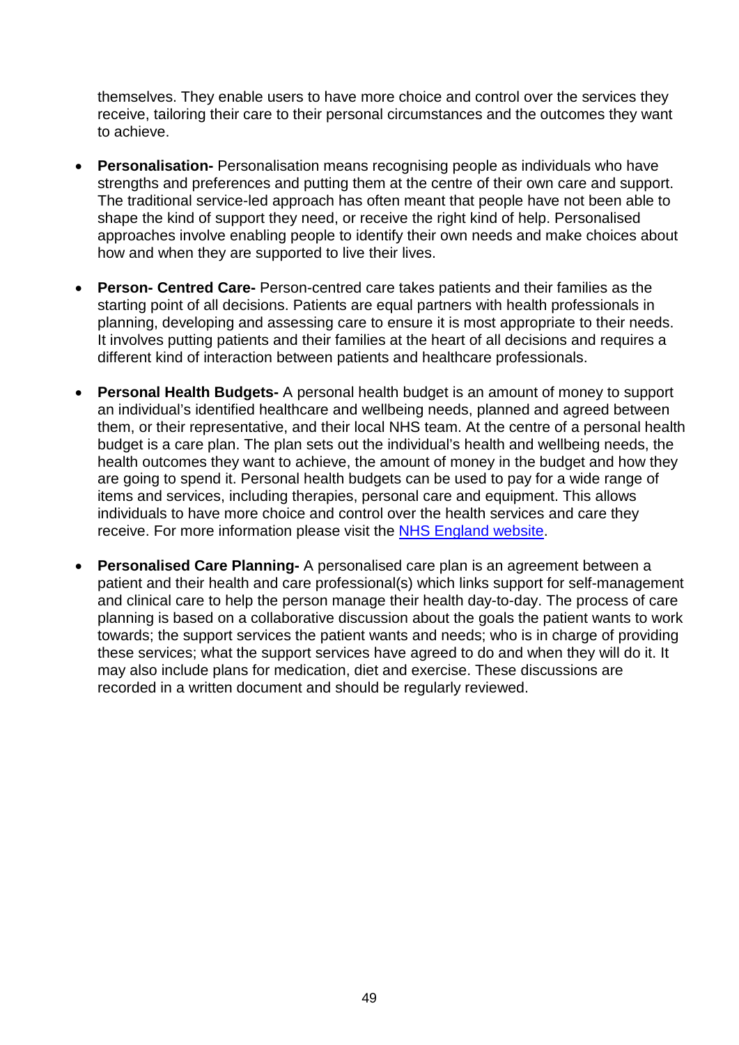themselves. They enable users to have more choice and control over the services they receive, tailoring their care to their personal circumstances and the outcomes they want to achieve.

- **Personalisation-** Personalisation means recognising people as individuals who have strengths and preferences and putting them at the centre of their own care and support. The traditional service-led approach has often meant that people have not been able to shape the kind of support they need, or receive the right kind of help. Personalised approaches involve enabling people to identify their own needs and make choices about how and when they are supported to live their lives.

- **Person- Centred Care-** Person-centred care takes patients and their families as the starting point of all decisions. Patients are equal partners with health professionals in planning, developing and assessing care to ensure it is most appropriate to their needs. It involves putting patients and their families at the heart of all decisions and requires a different kind of interaction between patients and healthcare professionals.

- **Personal Health Budgets-** A personal health budget is an amount of money to support an individual's identified healthcare and wellbeing needs, planned and agreed between them, or their representative, and their local NHS team. At the centre of a personal health budget is a care plan. The plan sets out the individual's health and wellbeing needs, the health outcomes they want to achieve, the amount of money in the budget and how they are going to spend it. Personal health budgets can be used to pay for a wide range of items and services, including therapies, personal care and equipment. This allows individuals to have more choice and control over the health services and care they receive. For more information please visit the NHS England website.

- **Personalised Care Planning-** A personalised care plan is an agreement between a patient and their health and care professional(s) which links support for self-management and clinical care to help the person manage their health day-to-day. The process of care planning is based on a collaborative discussion about the goals the patient wants to work towards; the support services the patient wants and needs; who is in charge of providing these services; what the support services have agreed to do and when they will do it. It may also include plans for medication, diet and exercise. These discussions are recorded in a written document and should be regularly reviewed.